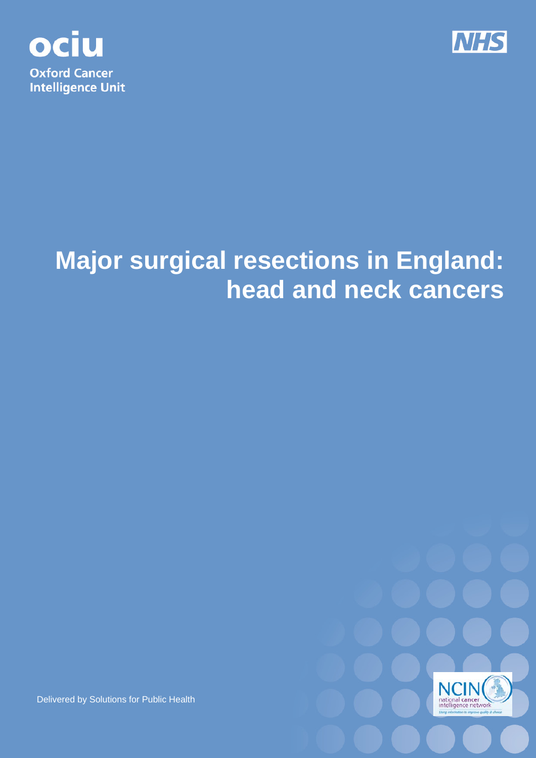ociu

Oxford Cancer Intelligence Unit

NHS

# Major surgical resections in England: head and neck cancers

Delivered by Solutions for Public Health

NCIN national cancer intelligence network

Using information to improve quality & choice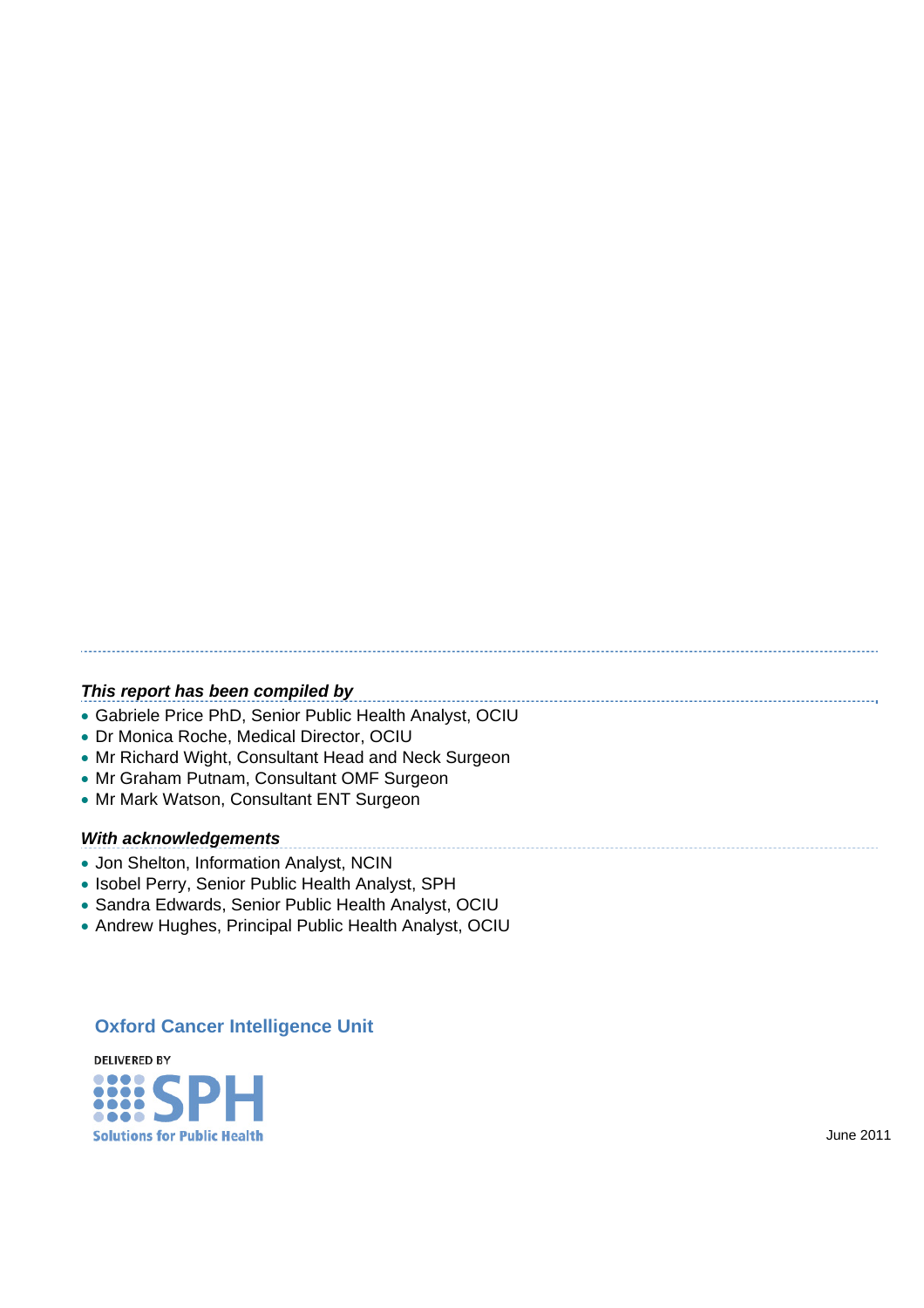***This report has been compiled by***

- Gabriele Price PhD, Senior Public Health Analyst, OCIU
- Dr Monica Roche, Medical Director, OCIU
- Mr Richard Wight, Consultant Head and Neck Surgeon
- Mr Graham Putnam, Consultant OMF Surgeon
- Mr Mark Watson, Consultant ENT Surgeon

***With acknowledgements***

- Jon Shelton, Information Analyst, NCIN
- Isobel Perry, Senior Public Health Analyst, SPH
- Sandra Edwards, Senior Public Health Analyst, OCIU
- Andrew Hughes, Principal Public Health Analyst, OCIU

**Oxford Cancer Intelligence Unit**

DELIVERED BY

SPH

Solutions for Public Health

June 2011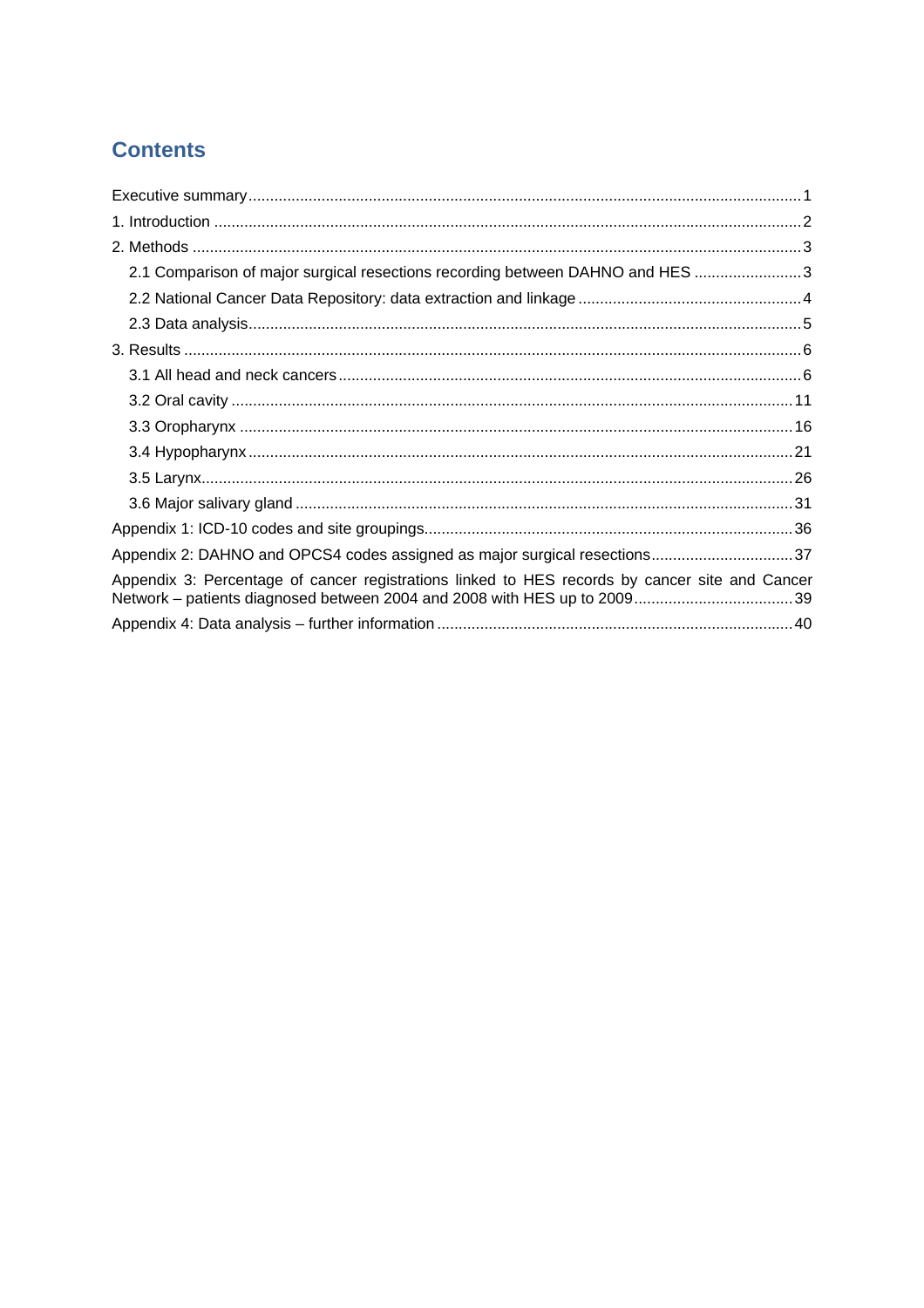# Contents

Executive summary ........................................................................................................................ 1

1. Introduction ............................................................................................................................... 2

2. Methods ..................................................................................................................................... 3

   2.1 Comparison of major surgical resections recording between DAHNO and HES ........................ 3

   2.2 National Cancer Data Repository: data extraction and linkage ................................................... 4

   2.3 Data analysis ........................................................................................................................... 5

3. Results ....................................................................................................................................... 6

   3.1 All head and neck cancers ....................................................................................................... 6

   3.2 Oral cavity ............................................................................................................................. 11

   3.3 Oropharynx ........................................................................................................................... 16

   3.4 Hypopharynx ......................................................................................................................... 21

   3.5 Larynx ................................................................................................................................... 26

   3.6 Major salivary gland ............................................................................................................... 31

Appendix 1: ICD-10 codes and site groupings ................................................................................ 36

Appendix 2: DAHNO and OPCS4 codes assigned as major surgical resections ................................ 37

Appendix 3: Percentage of cancer registrations linked to HES records by cancer site and Cancer Network – patients diagnosed between 2004 and 2008 with HES up to 2009 .................................... 39

Appendix 4: Data analysis – further information ............................................................................. 40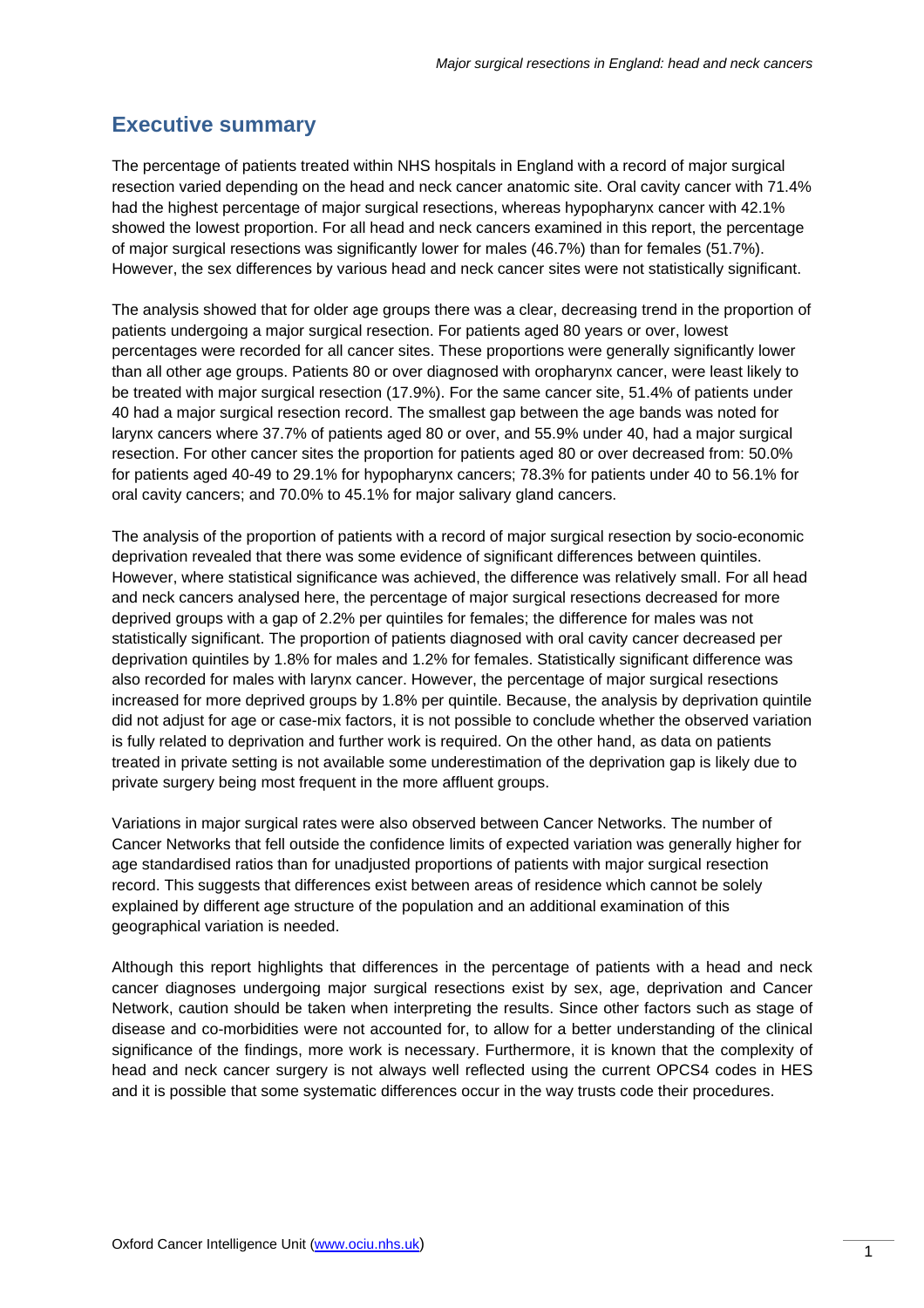## Executive summary

The percentage of patients treated within NHS hospitals in England with a record of major surgical resection varied depending on the head and neck cancer anatomic site. Oral cavity cancer with 71.4% had the highest percentage of major surgical resections, whereas hypopharynx cancer with 42.1% showed the lowest proportion. For all head and neck cancers examined in this report, the percentage of major surgical resections was significantly lower for males (46.7%) than for females (51.7%). However, the sex differences by various head and neck cancer sites were not statistically significant.

The analysis showed that for older age groups there was a clear, decreasing trend in the proportion of patients undergoing a major surgical resection. For patients aged 80 years or over, lowest percentages were recorded for all cancer sites. These proportions were generally significantly lower than all other age groups. Patients 80 or over diagnosed with oropharynx cancer, were least likely to be treated with major surgical resection (17.9%). For the same cancer site, 51.4% of patients under 40 had a major surgical resection record. The smallest gap between the age bands was noted for larynx cancers where 37.7% of patients aged 80 or over, and 55.9% under 40, had a major surgical resection. For other cancer sites the proportion for patients aged 80 or over decreased from: 50.0% for patients aged 40-49 to 29.1% for hypopharynx cancers; 78.3% for patients under 40 to 56.1% for oral cavity cancers; and 70.0% to 45.1% for major salivary gland cancers.

The analysis of the proportion of patients with a record of major surgical resection by socio-economic deprivation revealed that there was some evidence of significant differences between quintiles. However, where statistical significance was achieved, the difference was relatively small. For all head and neck cancers analysed here, the percentage of major surgical resections decreased for more deprived groups with a gap of 2.2% per quintiles for females; the difference for males was not statistically significant. The proportion of patients diagnosed with oral cavity cancer decreased per deprivation quintiles by 1.8% for males and 1.2% for females. Statistically significant difference was also recorded for males with larynx cancer. However, the percentage of major surgical resections increased for more deprived groups by 1.8% per quintile. Because, the analysis by deprivation quintile did not adjust for age or case-mix factors, it is not possible to conclude whether the observed variation is fully related to deprivation and further work is required. On the other hand, as data on patients treated in private setting is not available some underestimation of the deprivation gap is likely due to private surgery being most frequent in the more affluent groups.

Variations in major surgical rates were also observed between Cancer Networks. The number of Cancer Networks that fell outside the confidence limits of expected variation was generally higher for age standardised ratios than for unadjusted proportions of patients with major surgical resection record. This suggests that differences exist between areas of residence which cannot be solely explained by different age structure of the population and an additional examination of this geographical variation is needed.

Although this report highlights that differences in the percentage of patients with a head and neck cancer diagnoses undergoing major surgical resections exist by sex, age, deprivation and Cancer Network, caution should be taken when interpreting the results. Since other factors such as stage of disease and co-morbidities were not accounted for, to allow for a better understanding of the clinical significance of the findings, more work is necessary. Furthermore, it is known that the complexity of head and neck cancer surgery is not always well reflected using the current OPCS4 codes in HES and it is possible that some systematic differences occur in the way trusts code their procedures.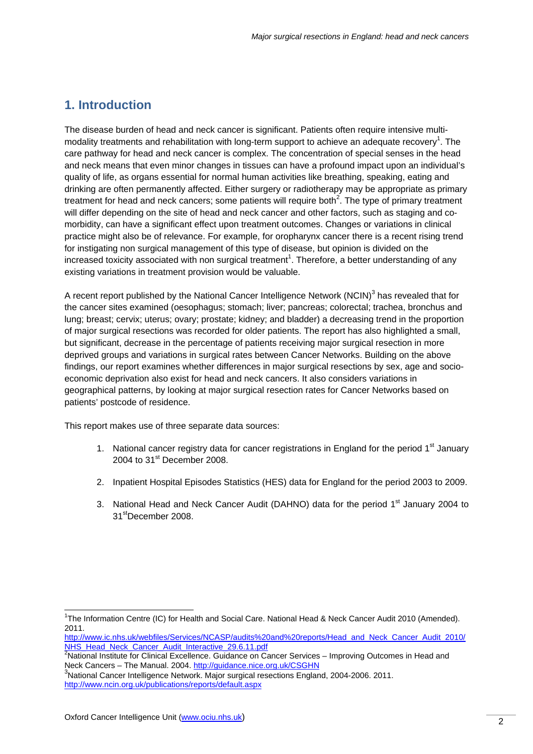## 1. Introduction

The disease burden of head and neck cancer is significant. Patients often require intensive multi-modality treatments and rehabilitation with long-term support to achieve an adequate recovery[1]. The care pathway for head and neck cancer is complex. The concentration of special senses in the head and neck means that even minor changes in tissues can have a profound impact upon an individual's quality of life, as organs essential for normal human activities like breathing, speaking, eating and drinking are often permanently affected. Either surgery or radiotherapy may be appropriate as primary treatment for head and neck cancers; some patients will require both[2]. The type of primary treatment will differ depending on the site of head and neck cancer and other factors, such as staging and co-morbidity, can have a significant effect upon treatment outcomes. Changes or variations in clinical practice might also be of relevance. For example, for oropharynx cancer there is a recent rising trend for instigating non surgical management of this type of disease, but opinion is divided on the increased toxicity associated with non surgical treatment[1]. Therefore, a better understanding of any existing variations in treatment provision would be valuable.

A recent report published by the National Cancer Intelligence Network (NCIN)[3] has revealed that for the cancer sites examined (oesophagus; stomach; liver; pancreas; colorectal; trachea, bronchus and lung; breast; cervix; uterus; ovary; prostate; kidney; and bladder) a decreasing trend in the proportion of major surgical resections was recorded for older patients. The report has also highlighted a small, but significant, decrease in the percentage of patients receiving major surgical resection in more deprived groups and variations in surgical rates between Cancer Networks. Building on the above findings, our report examines whether differences in major surgical resections by sex, age and socio-economic deprivation also exist for head and neck cancers. It also considers variations in geographical patterns, by looking at major surgical resection rates for Cancer Networks based on patients' postcode of residence.

This report makes use of three separate data sources:

1. National cancer registry data for cancer registrations in England for the period 1st January 2004 to 31st December 2008.

2. Inpatient Hospital Episodes Statistics (HES) data for England for the period 2003 to 2009.

3. National Head and Neck Cancer Audit (DAHNO) data for the period 1st January 2004 to 31st December 2008.

---

[1] The Information Centre (IC) for Health and Social Care. National Head & Neck Cancer Audit 2010 (Amended). 2011. http://www.ic.nhs.uk/webfiles/Services/NCASP/audits%20and%20reports/Head_and_Neck_Cancer_Audit_2010/NHS_Head_Neck_Cancer_Audit_Interactive_29.6.11.pdf

[2] National Institute for Clinical Excellence. Guidance on Cancer Services – Improving Outcomes in Head and Neck Cancers – The Manual. 2004. http://guidance.nice.org.uk/CSGHN

[3] National Cancer Intelligence Network. Major surgical resections England, 2004-2006. 2011. http://www.ncin.org.uk/publications/reports/default.aspx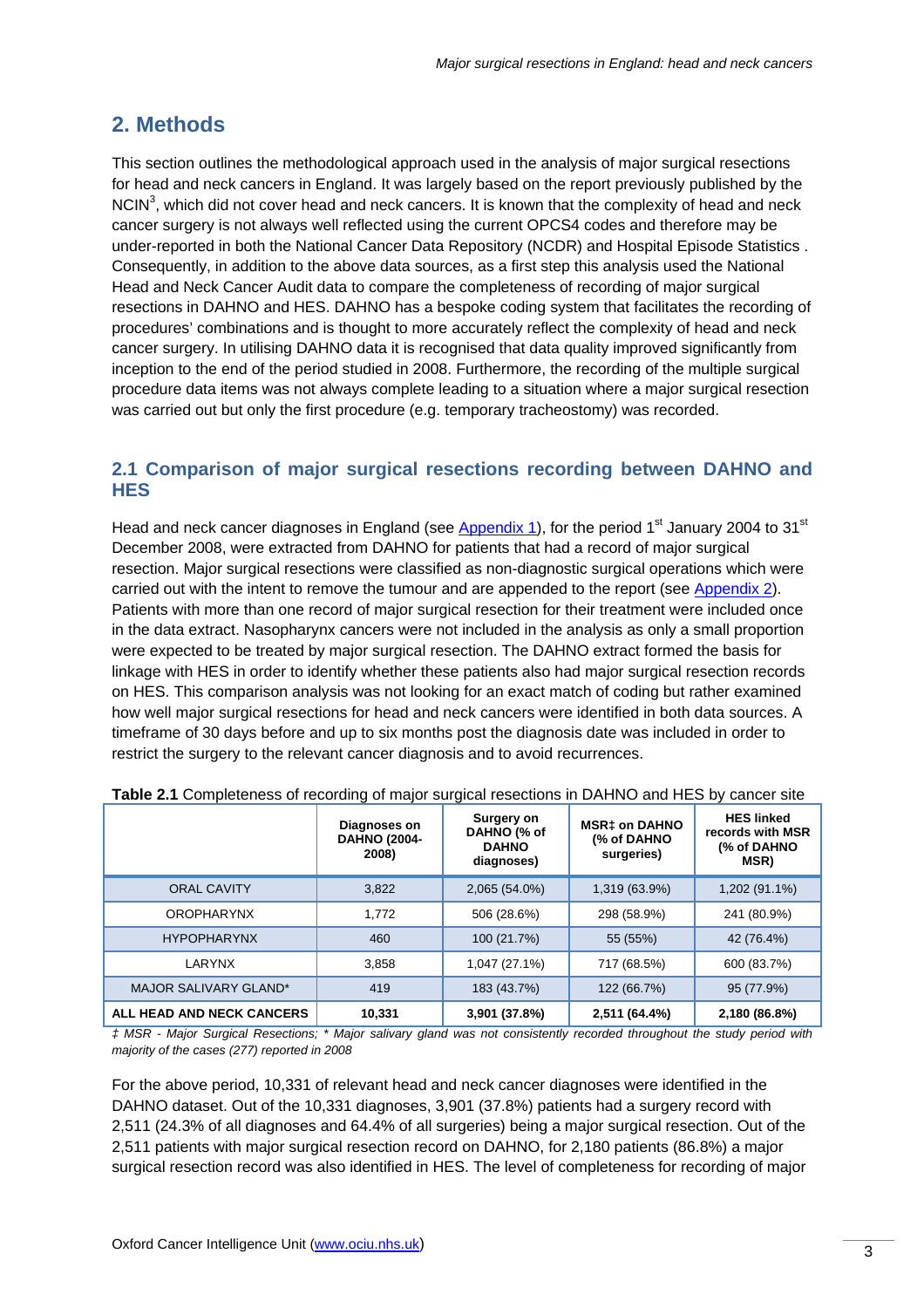## 2. Methods

This section outlines the methodological approach used in the analysis of major surgical resections for head and neck cancers in England. It was largely based on the report previously published by the NCIN[3], which did not cover head and neck cancers. It is known that the complexity of head and neck cancer surgery is not always well reflected using the current OPCS4 codes and therefore may be under-reported in both the National Cancer Data Repository (NCDR) and Hospital Episode Statistics . Consequently, in addition to the above data sources, as a first step this analysis used the National Head and Neck Cancer Audit data to compare the completeness of recording of major surgical resections in DAHNO and HES. DAHNO has a bespoke coding system that facilitates the recording of procedures' combinations and is thought to more accurately reflect the complexity of head and neck cancer surgery. In utilising DAHNO data it is recognised that data quality improved significantly from inception to the end of the period studied in 2008. Furthermore, the recording of the multiple surgical procedure data items was not always complete leading to a situation where a major surgical resection was carried out but only the first procedure (e.g. temporary tracheostomy) was recorded.

### 2.1 Comparison of major surgical resections recording between DAHNO and HES

Head and neck cancer diagnoses in England (see Appendix 1), for the period 1st January 2004 to 31st December 2008, were extracted from DAHNO for patients that had a record of major surgical resection. Major surgical resections were classified as non-diagnostic surgical operations which were carried out with the intent to remove the tumour and are appended to the report (see Appendix 2). Patients with more than one record of major surgical resection for their treatment were included once in the data extract. Nasopharynx cancers were not included in the analysis as only a small proportion were expected to be treated by major surgical resection. The DAHNO extract formed the basis for linkage with HES in order to identify whether these patients also had major surgical resection records on HES. This comparison analysis was not looking for an exact match of coding but rather examined how well major surgical resections for head and neck cancers were identified in both data sources. A timeframe of 30 days before and up to six months post the diagnosis date was included in order to restrict the surgery to the relevant cancer diagnosis and to avoid recurrences.

**Table 2.1** Completeness of recording of major surgical resections in DAHNO and HES by cancer site

| | Diagnoses on DAHNO (2004-2008) | Surgery on DAHNO (% of DAHNO diagnoses) | MSR‡ on DAHNO (% of DAHNO surgeries) | HES linked records with MSR (% of DAHNO MSR) |
|---|---|---|---|---|
| ORAL CAVITY | 3,822 | 2,065 (54.0%) | 1,319 (63.9%) | 1,202 (91.1%) |
| OROPHARYNX | 1,772 | 506 (28.6%) | 298 (58.9%) | 241 (80.9%) |
| HYPOPHARYNX | 460 | 100 (21.7%) | 55 (55%) | 42 (76.4%) |
| LARYNX | 3,858 | 1,047 (27.1%) | 717 (68.5%) | 600 (83.7%) |
| MAJOR SALIVARY GLAND* | 419 | 183 (43.7%) | 122 (66.7%) | 95 (77.9%) |
| **ALL HEAD AND NECK CANCERS** | **10,331** | **3,901 (37.8%)** | **2,511 (64.4%)** | **2,180 (86.8%)** |

*‡ MSR - Major Surgical Resections; * Major salivary gland was not consistently recorded throughout the study period with majority of the cases (277) reported in 2008*

For the above period, 10,331 of relevant head and neck cancer diagnoses were identified in the DAHNO dataset. Out of the 10,331 diagnoses, 3,901 (37.8%) patients had a surgery record with 2,511 (24.3% of all diagnoses and 64.4% of all surgeries) being a major surgical resection. Out of the 2,511 patients with major surgical resection record on DAHNO, for 2,180 patients (86.8%) a major surgical resection record was also identified in HES. The level of completeness for recording of major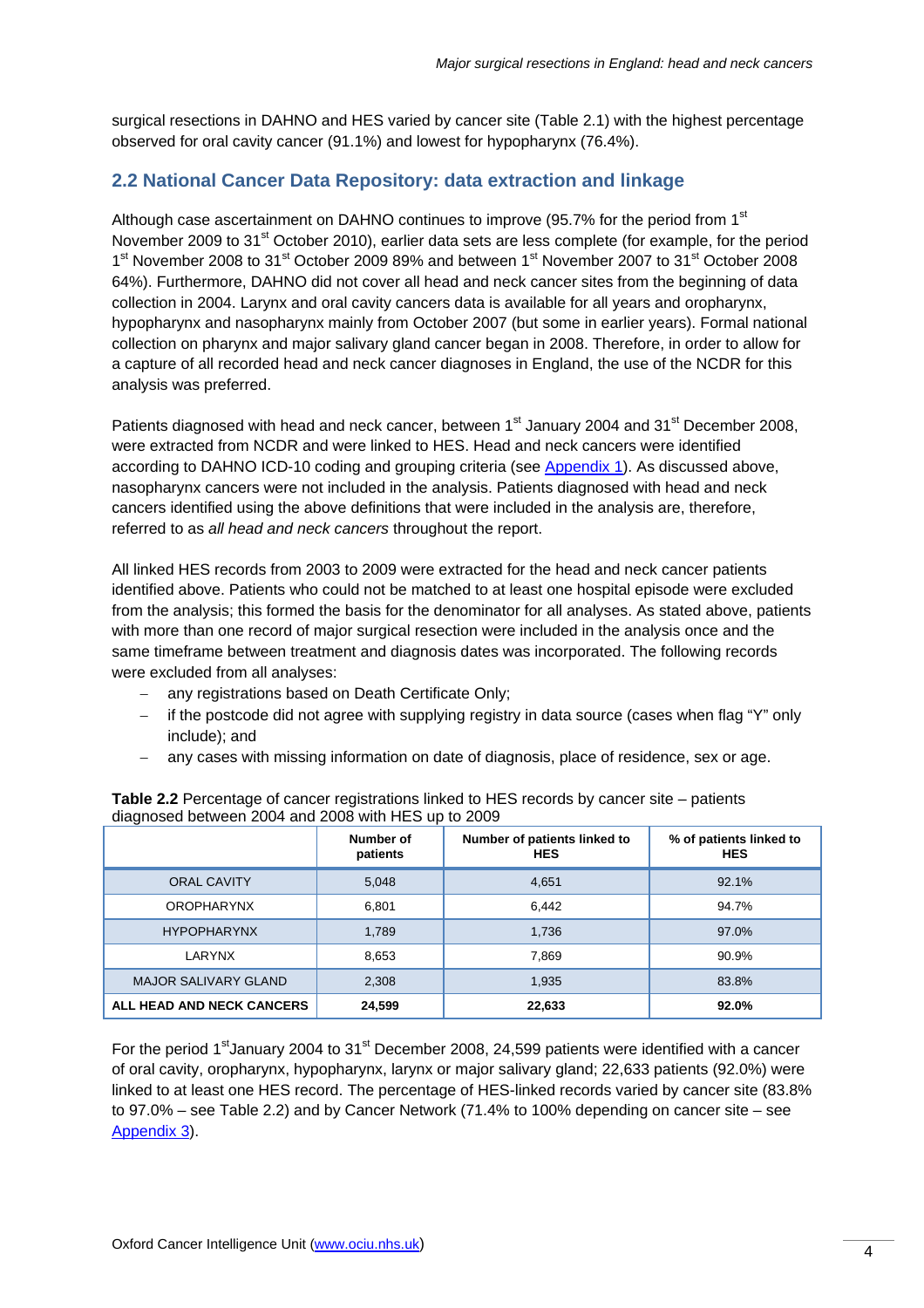surgical resections in DAHNO and HES varied by cancer site (Table 2.1) with the highest percentage observed for oral cavity cancer (91.1%) and lowest for hypopharynx (76.4%).

## 2.2 National Cancer Data Repository: data extraction and linkage

Although case ascertainment on DAHNO continues to improve (95.7% for the period from 1st November 2009 to 31st October 2010), earlier data sets are less complete (for example, for the period 1st November 2008 to 31st October 2009 89% and between 1st November 2007 to 31st October 2008 64%). Furthermore, DAHNO did not cover all head and neck cancer sites from the beginning of data collection in 2004. Larynx and oral cavity cancers data is available for all years and oropharynx, hypopharynx and nasopharynx mainly from October 2007 (but some in earlier years). Formal national collection on pharynx and major salivary gland cancer began in 2008. Therefore, in order to allow for a capture of all recorded head and neck cancer diagnoses in England, the use of the NCDR for this analysis was preferred.

Patients diagnosed with head and neck cancer, between 1st January 2004 and 31st December 2008, were extracted from NCDR and were linked to HES. Head and neck cancers were identified according to DAHNO ICD-10 coding and grouping criteria (see Appendix 1). As discussed above, nasopharynx cancers were not included in the analysis. Patients diagnosed with head and neck cancers identified using the above definitions that were included in the analysis are, therefore, referred to as *all head and neck cancers* throughout the report.

All linked HES records from 2003 to 2009 were extracted for the head and neck cancer patients identified above. Patients who could not be matched to at least one hospital episode were excluded from the analysis; this formed the basis for the denominator for all analyses. As stated above, patients with more than one record of major surgical resection were included in the analysis once and the same timeframe between treatment and diagnosis dates was incorporated. The following records were excluded from all analyses:

- any registrations based on Death Certificate Only;
- if the postcode did not agree with supplying registry in data source (cases when flag "Y" only include); and
- any cases with missing information on date of diagnosis, place of residence, sex or age.

**Table 2.2** Percentage of cancer registrations linked to HES records by cancer site – patients diagnosed between 2004 and 2008 with HES up to 2009

| | Number of patients | Number of patients linked to HES | % of patients linked to HES |
|---|---|---|---|
| ORAL CAVITY | 5,048 | 4,651 | 92.1% |
| OROPHARYNX | 6,801 | 6,442 | 94.7% |
| HYPOPHARYNX | 1,789 | 1,736 | 97.0% |
| LARYNX | 8,653 | 7,869 | 90.9% |
| MAJOR SALIVARY GLAND | 2,308 | 1,935 | 83.8% |
| **ALL HEAD AND NECK CANCERS** | **24,599** | **22,633** | **92.0%** |

For the period 1st January 2004 to 31st December 2008, 24,599 patients were identified with a cancer of oral cavity, oropharynx, hypopharynx, larynx or major salivary gland; 22,633 patients (92.0%) were linked to at least one HES record. The percentage of HES-linked records varied by cancer site (83.8% to 97.0% – see Table 2.2) and by Cancer Network (71.4% to 100% depending on cancer site – see Appendix 3).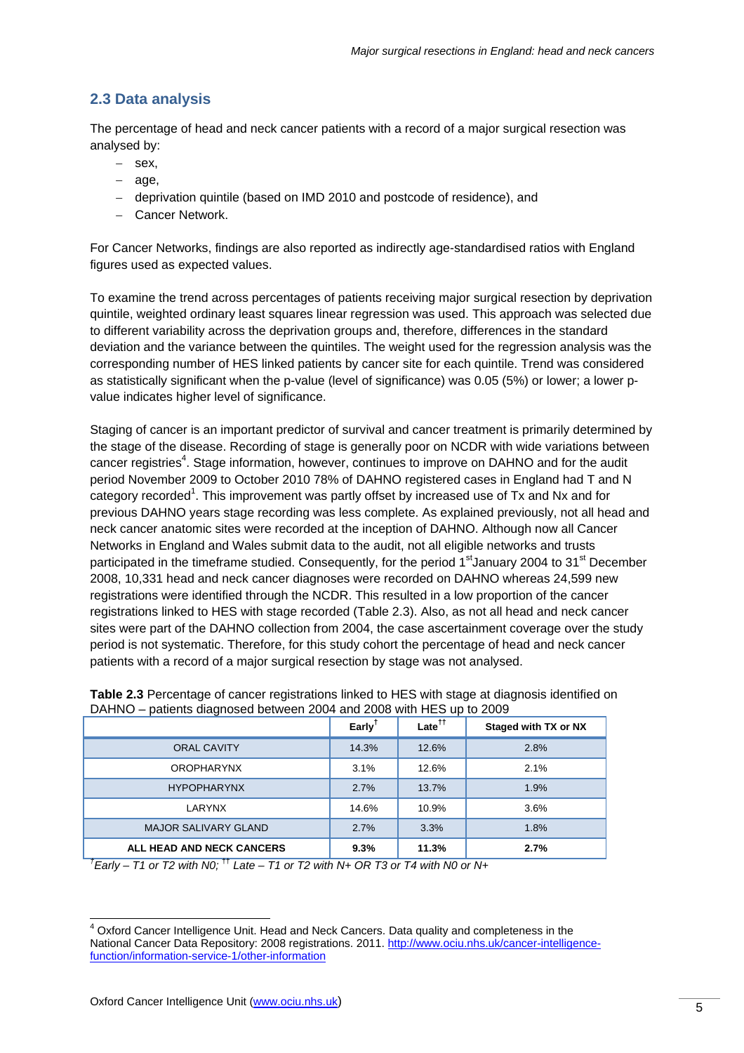## 2.3 Data analysis

The percentage of head and neck cancer patients with a record of a major surgical resection was analysed by:

- sex,
- age,
- deprivation quintile (based on IMD 2010 and postcode of residence), and
- Cancer Network.

For Cancer Networks, findings are also reported as indirectly age-standardised ratios with England figures used as expected values.

To examine the trend across percentages of patients receiving major surgical resection by deprivation quintile, weighted ordinary least squares linear regression was used. This approach was selected due to different variability across the deprivation groups and, therefore, differences in the standard deviation and the variance between the quintiles. The weight used for the regression analysis was the corresponding number of HES linked patients by cancer site for each quintile. Trend was considered as statistically significant when the p-value (level of significance) was 0.05 (5%) or lower; a lower p-value indicates higher level of significance.

Staging of cancer is an important predictor of survival and cancer treatment is primarily determined by the stage of the disease. Recording of stage is generally poor on NCDR with wide variations between cancer registries[4]. Stage information, however, continues to improve on DAHNO and for the audit period November 2009 to October 2010 78% of DAHNO registered cases in England had T and N category recorded[1]. This improvement was partly offset by increased use of Tx and Nx and for previous DAHNO years stage recording was less complete. As explained previously, not all head and neck cancer anatomic sites were recorded at the inception of DAHNO. Although now all Cancer Networks in England and Wales submit data to the audit, not all eligible networks and trusts participated in the timeframe studied. Consequently, for the period 1st January 2004 to 31st December 2008, 10,331 head and neck cancer diagnoses were recorded on DAHNO whereas 24,599 new registrations were identified through the NCDR. This resulted in a low proportion of the cancer registrations linked to HES with stage recorded (Table 2.3). Also, as not all head and neck cancer sites were part of the DAHNO collection from 2004, the case ascertainment coverage over the study period is not systematic. Therefore, for this study cohort the percentage of head and neck cancer patients with a record of a major surgical resection by stage was not analysed.

**Table 2.3** Percentage of cancer registrations linked to HES with stage at diagnosis identified on DAHNO – patients diagnosed between 2004 and 2008 with HES up to 2009

| | Early† | Late†† | Staged with TX or NX |
|---|---|---|---|
| ORAL CAVITY | 14.3% | 12.6% | 2.8% |
| OROPHARYNX | 3.1% | 12.6% | 2.1% |
| HYPOPHARYNX | 2.7% | 13.7% | 1.9% |
| LARYNX | 14.6% | 10.9% | 3.6% |
| MAJOR SALIVARY GLAND | 2.7% | 3.3% | 1.8% |
| **ALL HEAD AND NECK CANCERS** | **9.3%** | **11.3%** | **2.7%** |

*†Early – T1 or T2 with N0; †† Late – T1 or T2 with N+ OR T3 or T4 with N0 or N+*

---

[4] Oxford Cancer Intelligence Unit. Head and Neck Cancers. Data quality and completeness in the National Cancer Data Repository: 2008 registrations. 2011. http://www.ociu.nhs.uk/cancer-intelligence-function/information-service-1/other-information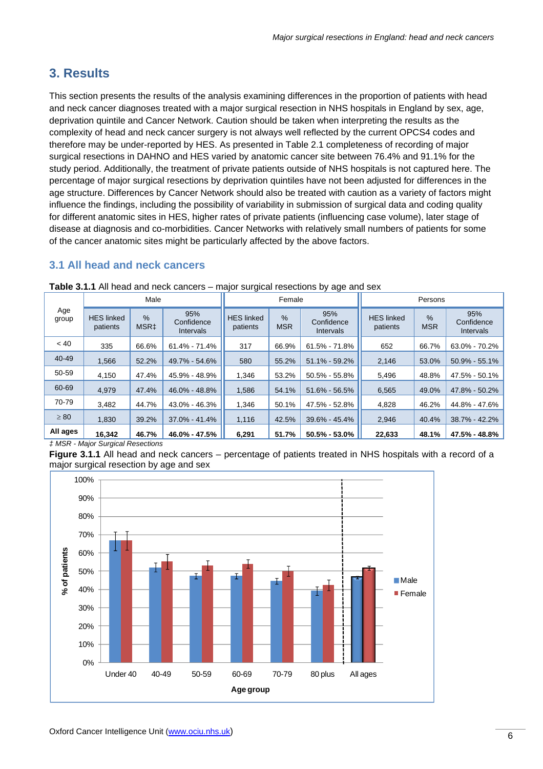## 3. Results

This section presents the results of the analysis examining differences in the proportion of patients with head and neck cancer diagnoses treated with a major surgical resection in NHS hospitals in England by sex, age, deprivation quintile and Cancer Network. Caution should be taken when interpreting the results as the complexity of head and neck cancer surgery is not always well reflected by the current OPCS4 codes and therefore may be under-reported by HES. As presented in Table 2.1 completeness of recording of major surgical resections in DAHNO and HES varied by anatomic cancer site between 76.4% and 91.1% for the study period. Additionally, the treatment of private patients outside of NHS hospitals is not captured here. The percentage of major surgical resections by deprivation quintiles have not been adjusted for differences in the age structure. Differences by Cancer Network should also be treated with caution as a variety of factors might influence the findings, including the possibility of variability in submission of surgical data and coding quality for different anatomic sites in HES, higher rates of private patients (influencing case volume), later stage of disease at diagnosis and co-morbidities. Cancer Networks with relatively small numbers of patients for some of the cancer anatomic sites might be particularly affected by the above factors.

### 3.1 All head and neck cancers

**Table 3.1.1** All head and neck cancers – major surgical resections by age and sex

| Age group | Male | | | Female | | | Persons | | |
|---|---|---|---|---|---|---|---|---|---|
| | HES linked patients | % MSR‡ | 95% Confidence Intervals | HES linked patients | % MSR | 95% Confidence Intervals | HES linked patients | % MSR | 95% Confidence Intervals |
| < 40 | 335 | 66.6% | 61.4% - 71.4% | 317 | 66.9% | 61.5% - 71.8% | 652 | 66.7% | 63.0% - 70.2% |
| 40-49 | 1,566 | 52.2% | 49.7% - 54.6% | 580 | 55.2% | 51.1% - 59.2% | 2,146 | 53.0% | 50.9% - 55.1% |
| 50-59 | 4,150 | 47.4% | 45.9% - 48.9% | 1,346 | 53.2% | 50.5% - 55.8% | 5,496 | 48.8% | 47.5% - 50.1% |
| 60-69 | 4,979 | 47.4% | 46.0% - 48.8% | 1,586 | 54.1% | 51.6% - 56.5% | 6,565 | 49.0% | 47.8% - 50.2% |
| 70-79 | 3,482 | 44.7% | 43.0% - 46.3% | 1,346 | 50.1% | 47.5% - 52.8% | 4,828 | 46.2% | 44.8% - 47.6% |
| ≥ 80 | 1,830 | 39.2% | 37.0% - 41.4% | 1,116 | 42.5% | 39.6% - 45.4% | 2,946 | 40.4% | 38.7% - 42.2% |
| **All ages** | **16,342** | **46.7%** | **46.0% - 47.5%** | **6,291** | **51.7%** | **50.5% - 53.0%** | **22,633** | **48.1%** | **47.5% - 48.8%** |

*‡ MSR - Major Surgical Resections*

**Figure 3.1.1** All head and neck cancers – percentage of patients treated in NHS hospitals with a record of a major surgical resection by age and sex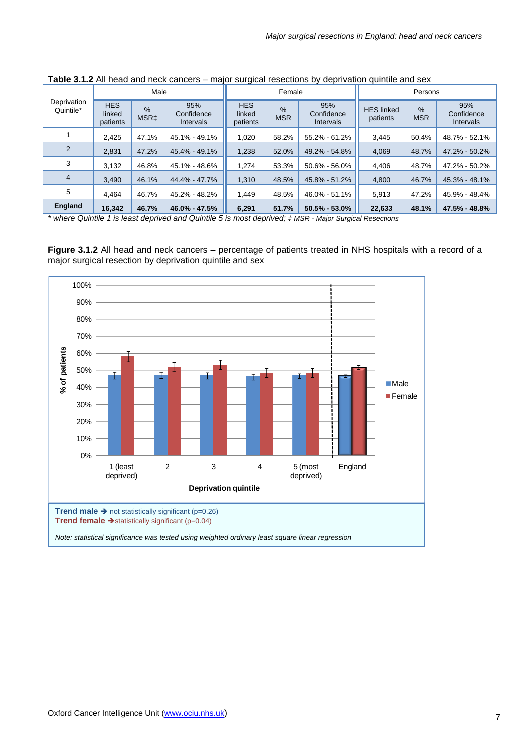**Table 3.1.2** All head and neck cancers – major surgical resections by deprivation quintile and sex

| Deprivation Quintile* | Male | | | Female | | | Persons | | |
|---|---|---|---|---|---|---|---|---|---|
| | HES linked patients | % MSR‡ | 95% Confidence Intervals | HES linked patients | % MSR | 95% Confidence Intervals | HES linked patients | % MSR | 95% Confidence Intervals |
| 1 | 2,425 | 47.1% | 45.1% - 49.1% | 1,020 | 58.2% | 55.2% - 61.2% | 3,445 | 50.4% | 48.7% - 52.1% |
| 2 | 2,831 | 47.2% | 45.4% - 49.1% | 1,238 | 52.0% | 49.2% - 54.8% | 4,069 | 48.7% | 47.2% - 50.2% |
| 3 | 3,132 | 46.8% | 45.1% - 48.6% | 1,274 | 53.3% | 50.6% - 56.0% | 4,406 | 48.7% | 47.2% - 50.2% |
| 4 | 3,490 | 46.1% | 44.4% - 47.7% | 1,310 | 48.5% | 45.8% - 51.2% | 4,800 | 46.7% | 45.3% - 48.1% |
| 5 | 4,464 | 46.7% | 45.2% - 48.2% | 1,449 | 48.5% | 46.0% - 51.1% | 5,913 | 47.2% | 45.9% - 48.4% |
| **England** | **16,342** | **46.7%** | **46.0% - 47.5%** | **6,291** | **51.7%** | **50.5% - 53.0%** | **22,633** | **48.1%** | **47.5% - 48.8%** |

*\* where Quintile 1 is least deprived and Quintile 5 is most deprived; ‡ MSR - Major Surgical Resections*

**Figure 3.1.2** All head and neck cancers – percentage of patients treated in NHS hospitals with a record of a major surgical resection by deprivation quintile and sex

**Trend male** ➔ not statistically significant (p=0.26)
**Trend female** ➔ statistically significant (p=0.04)

*Note: statistical significance was tested using weighted ordinary least square linear regression*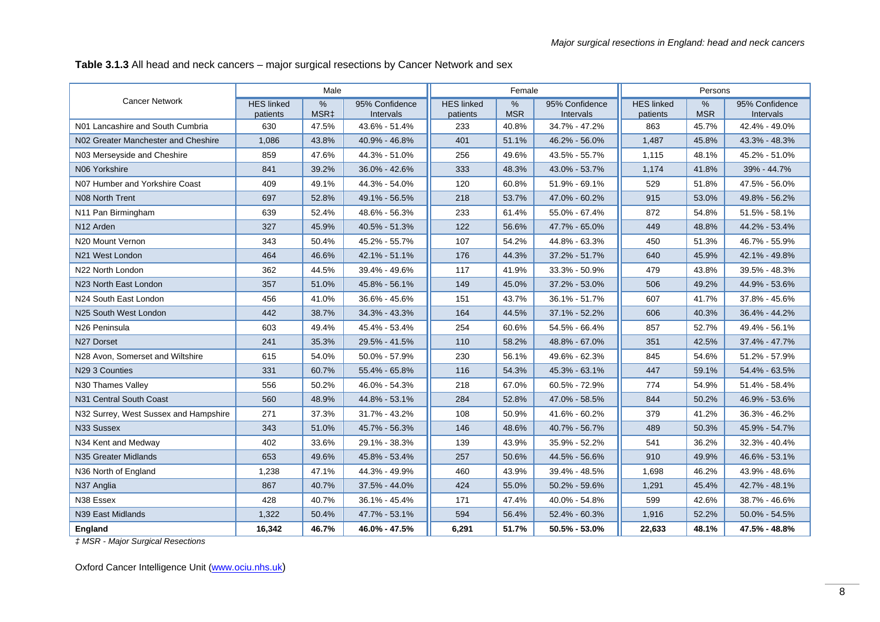**Table 3.1.3** All head and neck cancers – major surgical resections by Cancer Network and sex

| Cancer Network | Male | | | Female | | | Persons | | |
|---|---|---|---|---|---|---|---|---|---|
| | HES linked patients | % MSR‡ | 95% Confidence Intervals | HES linked patients | % MSR | 95% Confidence Intervals | HES linked patients | % MSR | 95% Confidence Intervals |
| N01 Lancashire and South Cumbria | 630 | 47.5% | 43.6% - 51.4% | 233 | 40.8% | 34.7% - 47.2% | 863 | 45.7% | 42.4% - 49.0% |
| N02 Greater Manchester and Cheshire | 1,086 | 43.8% | 40.9% - 46.8% | 401 | 51.1% | 46.2% - 56.0% | 1,487 | 45.8% | 43.3% - 48.3% |
| N03 Merseyside and Cheshire | 859 | 47.6% | 44.3% - 51.0% | 256 | 49.6% | 43.5% - 55.7% | 1,115 | 48.1% | 45.2% - 51.0% |
| N06 Yorkshire | 841 | 39.2% | 36.0% - 42.6% | 333 | 48.3% | 43.0% - 53.7% | 1,174 | 41.8% | 39% - 44.7% |
| N07 Humber and Yorkshire Coast | 409 | 49.1% | 44.3% - 54.0% | 120 | 60.8% | 51.9% - 69.1% | 529 | 51.8% | 47.5% - 56.0% |
| N08 North Trent | 697 | 52.8% | 49.1% - 56.5% | 218 | 53.7% | 47.0% - 60.2% | 915 | 53.0% | 49.8% - 56.2% |
| N11 Pan Birmingham | 639 | 52.4% | 48.6% - 56.3% | 233 | 61.4% | 55.0% - 67.4% | 872 | 54.8% | 51.5% - 58.1% |
| N12 Arden | 327 | 45.9% | 40.5% - 51.3% | 122 | 56.6% | 47.7% - 65.0% | 449 | 48.8% | 44.2% - 53.4% |
| N20 Mount Vernon | 343 | 50.4% | 45.2% - 55.7% | 107 | 54.2% | 44.8% - 63.3% | 450 | 51.3% | 46.7% - 55.9% |
| N21 West London | 464 | 46.6% | 42.1% - 51.1% | 176 | 44.3% | 37.2% - 51.7% | 640 | 45.9% | 42.1% - 49.8% |
| N22 North London | 362 | 44.5% | 39.4% - 49.6% | 117 | 41.9% | 33.3% - 50.9% | 479 | 43.8% | 39.5% - 48.3% |
| N23 North East London | 357 | 51.0% | 45.8% - 56.1% | 149 | 45.0% | 37.2% - 53.0% | 506 | 49.2% | 44.9% - 53.6% |
| N24 South East London | 456 | 41.0% | 36.6% - 45.6% | 151 | 43.7% | 36.1% - 51.7% | 607 | 41.7% | 37.8% - 45.6% |
| N25 South West London | 442 | 38.7% | 34.3% - 43.3% | 164 | 44.5% | 37.1% - 52.2% | 606 | 40.3% | 36.4% - 44.2% |
| N26 Peninsula | 603 | 49.4% | 45.4% - 53.4% | 254 | 60.6% | 54.5% - 66.4% | 857 | 52.7% | 49.4% - 56.1% |
| N27 Dorset | 241 | 35.3% | 29.5% - 41.5% | 110 | 58.2% | 48.8% - 67.0% | 351 | 42.5% | 37.4% - 47.7% |
| N28 Avon, Somerset and Wiltshire | 615 | 54.0% | 50.0% - 57.9% | 230 | 56.1% | 49.6% - 62.3% | 845 | 54.6% | 51.2% - 57.9% |
| N29 3 Counties | 331 | 60.7% | 55.4% - 65.8% | 116 | 54.3% | 45.3% - 63.1% | 447 | 59.1% | 54.4% - 63.5% |
| N30 Thames Valley | 556 | 50.2% | 46.0% - 54.3% | 218 | 67.0% | 60.5% - 72.9% | 774 | 54.9% | 51.4% - 58.4% |
| N31 Central South Coast | 560 | 48.9% | 44.8% - 53.1% | 284 | 52.8% | 47.0% - 58.5% | 844 | 50.2% | 46.9% - 53.6% |
| N32 Surrey, West Sussex and Hampshire | 271 | 37.3% | 31.7% - 43.2% | 108 | 50.9% | 41.6% - 60.2% | 379 | 41.2% | 36.3% - 46.2% |
| N33 Sussex | 343 | 51.0% | 45.7% - 56.3% | 146 | 48.6% | 40.7% - 56.7% | 489 | 50.3% | 45.9% - 54.7% |
| N34 Kent and Medway | 402 | 33.6% | 29.1% - 38.3% | 139 | 43.9% | 35.9% - 52.2% | 541 | 36.2% | 32.3% - 40.4% |
| N35 Greater Midlands | 653 | 49.6% | 45.8% - 53.4% | 257 | 50.6% | 44.5% - 56.6% | 910 | 49.9% | 46.6% - 53.1% |
| N36 North of England | 1,238 | 47.1% | 44.3% - 49.9% | 460 | 43.9% | 39.4% - 48.5% | 1,698 | 46.2% | 43.9% - 48.6% |
| N37 Anglia | 867 | 40.7% | 37.5% - 44.0% | 424 | 55.0% | 50.2% - 59.6% | 1,291 | 45.4% | 42.7% - 48.1% |
| N38 Essex | 428 | 40.7% | 36.1% - 45.4% | 171 | 47.4% | 40.0% - 54.8% | 599 | 42.6% | 38.7% - 46.6% |
| N39 East Midlands | 1,322 | 50.4% | 47.7% - 53.1% | 594 | 56.4% | 52.4% - 60.3% | 1,916 | 52.2% | 50.0% - 54.5% |
| **England** | **16,342** | **46.7%** | **46.0% - 47.5%** | **6,291** | **51.7%** | **50.5% - 53.0%** | **22,633** | **48.1%** | **47.5% - 48.8%** |

*‡ MSR - Major Surgical Resections*

Oxford Cancer Intelligence Unit (www.ociu.nhs.uk)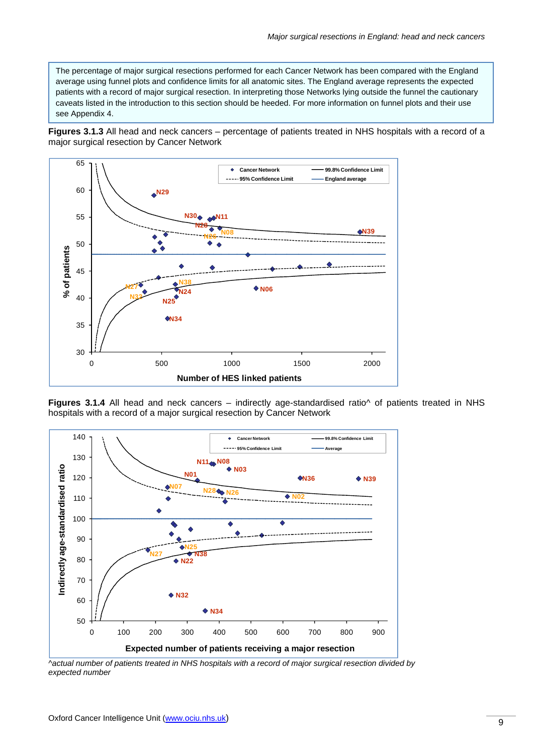> The percentage of major surgical resections performed for each Cancer Network has been compared with the England average using funnel plots and confidence limits for all anatomic sites. The England average represents the expected patients with a record of major surgical resection. In interpreting those Networks lying outside the funnel the cautionary caveats listed in the introduction to this section should be heeded. For more information on funnel plots and their use see Appendix 4.

**Figures 3.1.3** All head and neck cancers – percentage of patients treated in NHS hospitals with a record of a major surgical resection by Cancer Network

**Figures 3.1.4** All head and neck cancers – indirectly age-standardised ratio^ of patients treated in NHS hospitals with a record of a major surgical resection by Cancer Network

*^actual number of patients treated in NHS hospitals with a record of major surgical resection divided by expected number*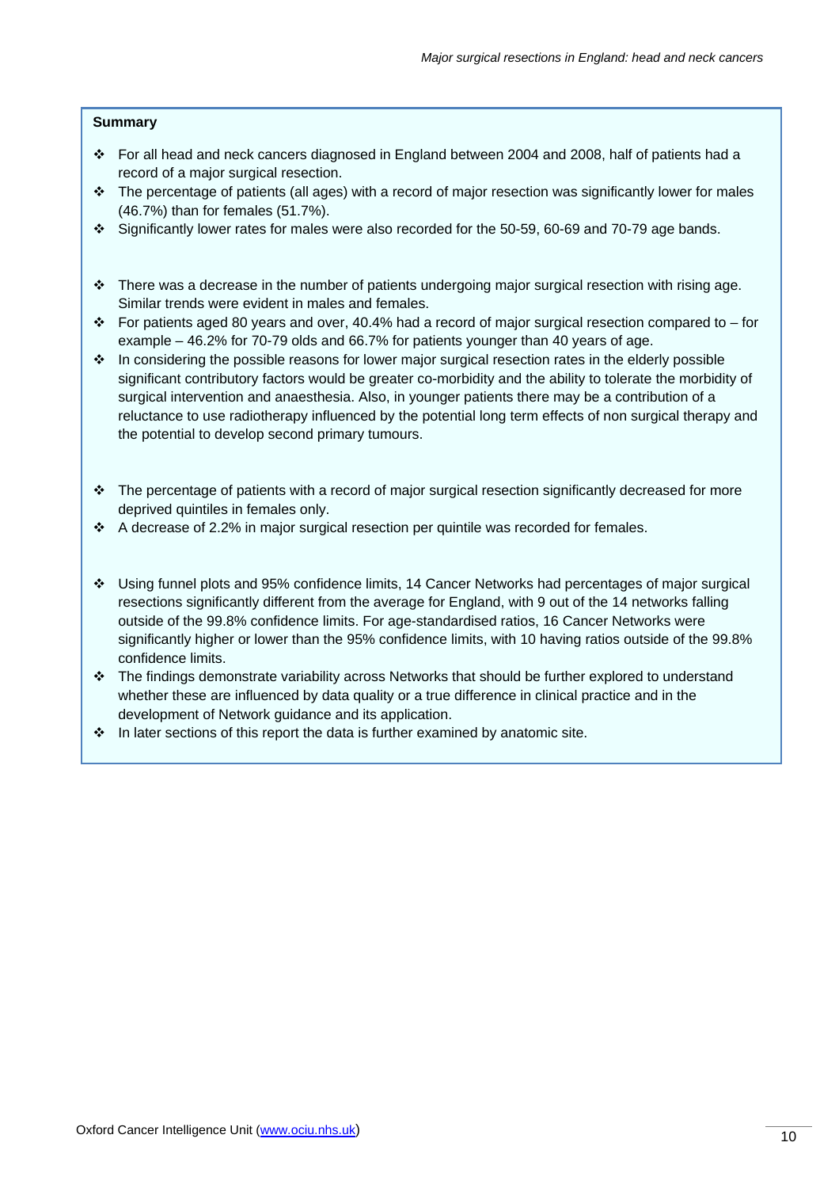**Summary**

- For all head and neck cancers diagnosed in England between 2004 and 2008, half of patients had a record of a major surgical resection.
- The percentage of patients (all ages) with a record of major resection was significantly lower for males (46.7%) than for females (51.7%).
- Significantly lower rates for males were also recorded for the 50-59, 60-69 and 70-79 age bands.

- There was a decrease in the number of patients undergoing major surgical resection with rising age. Similar trends were evident in males and females.
- For patients aged 80 years and over, 40.4% had a record of major surgical resection compared to – for example – 46.2% for 70-79 olds and 66.7% for patients younger than 40 years of age.
- In considering the possible reasons for lower major surgical resection rates in the elderly possible significant contributory factors would be greater co-morbidity and the ability to tolerate the morbidity of surgical intervention and anaesthesia. Also, in younger patients there may be a contribution of a reluctance to use radiotherapy influenced by the potential long term effects of non surgical therapy and the potential to develop second primary tumours.

- The percentage of patients with a record of major surgical resection significantly decreased for more deprived quintiles in females only.
- A decrease of 2.2% in major surgical resection per quintile was recorded for females.

- Using funnel plots and 95% confidence limits, 14 Cancer Networks had percentages of major surgical resections significantly different from the average for England, with 9 out of the 14 networks falling outside of the 99.8% confidence limits. For age-standardised ratios, 16 Cancer Networks were significantly higher or lower than the 95% confidence limits, with 10 having ratios outside of the 99.8% confidence limits.
- The findings demonstrate variability across Networks that should be further explored to understand whether these are influenced by data quality or a true difference in clinical practice and in the development of Network guidance and its application.
- In later sections of this report the data is further examined by anatomic site.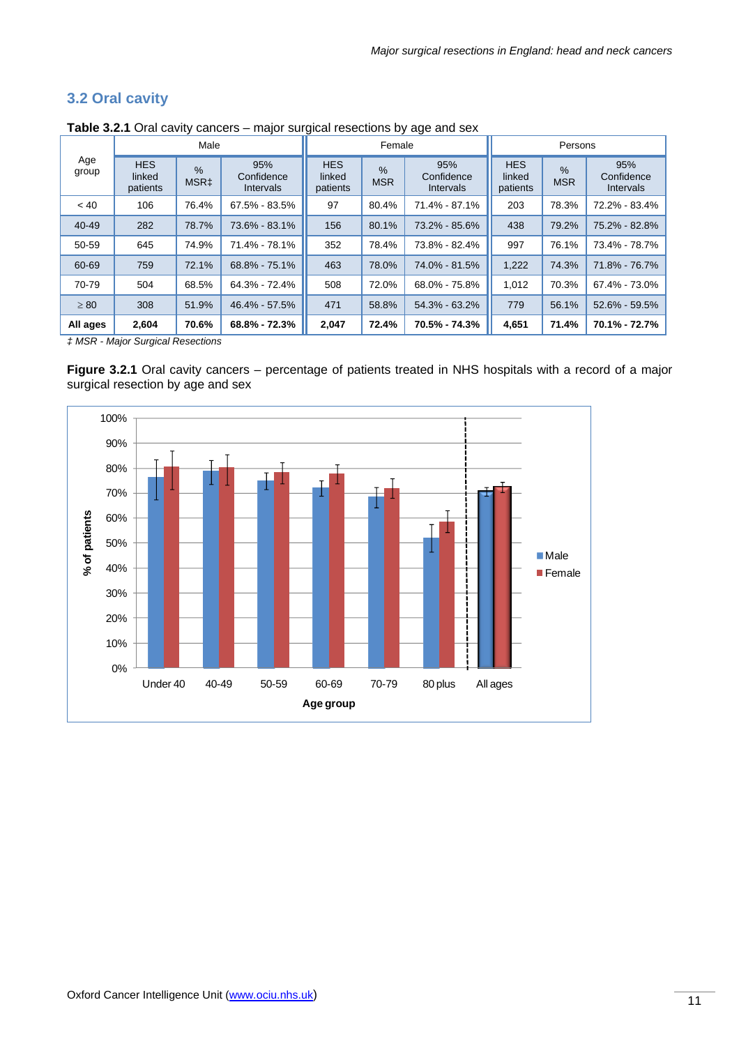## 3.2 Oral cavity

**Table 3.2.1** Oral cavity cancers – major surgical resections by age and sex

| Age group | Male | | | Female | | | Persons | | |
|---|---|---|---|---|---|---|---|---|---|
| | HES linked patients | % MSR‡ | 95% Confidence Intervals | HES linked patients | % MSR | 95% Confidence Intervals | HES linked patients | % MSR | 95% Confidence Intervals |
| < 40 | 106 | 76.4% | 67.5% - 83.5% | 97 | 80.4% | 71.4% - 87.1% | 203 | 78.3% | 72.2% - 83.4% |
| 40-49 | 282 | 78.7% | 73.6% - 83.1% | 156 | 80.1% | 73.2% - 85.6% | 438 | 79.2% | 75.2% - 82.8% |
| 50-59 | 645 | 74.9% | 71.4% - 78.1% | 352 | 78.4% | 73.8% - 82.4% | 997 | 76.1% | 73.4% - 78.7% |
| 60-69 | 759 | 72.1% | 68.8% - 75.1% | 463 | 78.0% | 74.0% - 81.5% | 1,222 | 74.3% | 71.8% - 76.7% |
| 70-79 | 504 | 68.5% | 64.3% - 72.4% | 508 | 72.0% | 68.0% - 75.8% | 1,012 | 70.3% | 67.4% - 73.0% |
| ≥ 80 | 308 | 51.9% | 46.4% - 57.5% | 471 | 58.8% | 54.3% - 63.2% | 779 | 56.1% | 52.6% - 59.5% |
| **All ages** | **2,604** | **70.6%** | **68.8% - 72.3%** | **2,047** | **72.4%** | **70.5% - 74.3%** | **4,651** | **71.4%** | **70.1% - 72.7%** |

*‡ MSR - Major Surgical Resections*

**Figure 3.2.1** Oral cavity cancers – percentage of patients treated in NHS hospitals with a record of a major surgical resection by age and sex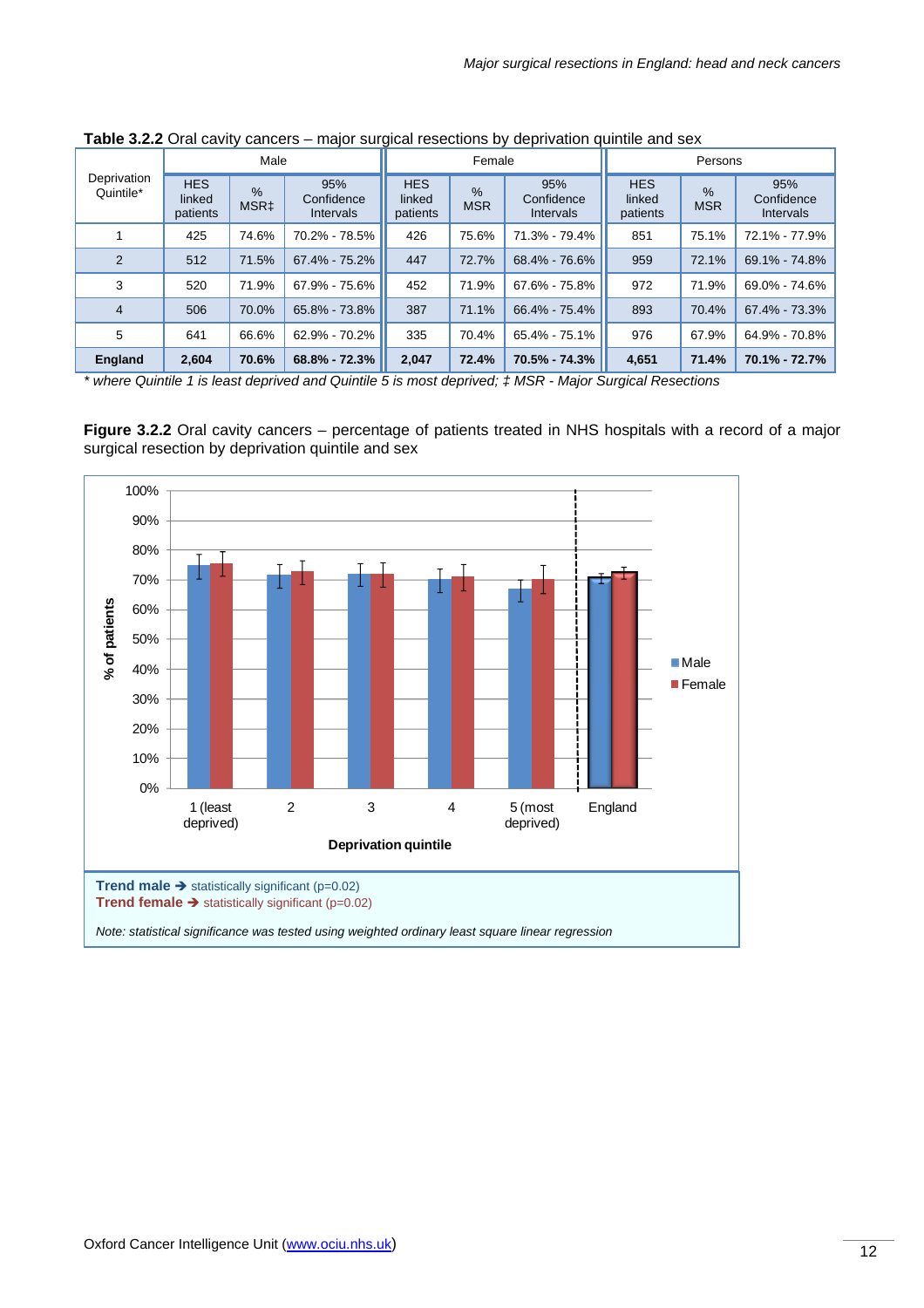**Table 3.2.2** Oral cavity cancers – major surgical resections by deprivation quintile and sex

| Deprivation Quintile* | Male | | | Female | | | Persons | | |
|---|---|---|---|---|---|---|---|---|---|
| | HES linked patients | % MSR‡ | 95% Confidence Intervals | HES linked patients | % MSR | 95% Confidence Intervals | HES linked patients | % MSR | 95% Confidence Intervals |
| 1 | 425 | 74.6% | 70.2% - 78.5% | 426 | 75.6% | 71.3% - 79.4% | 851 | 75.1% | 72.1% - 77.9% |
| 2 | 512 | 71.5% | 67.4% - 75.2% | 447 | 72.7% | 68.4% - 76.6% | 959 | 72.1% | 69.1% - 74.8% |
| 3 | 520 | 71.9% | 67.9% - 75.6% | 452 | 71.9% | 67.6% - 75.8% | 972 | 71.9% | 69.0% - 74.6% |
| 4 | 506 | 70.0% | 65.8% - 73.8% | 387 | 71.1% | 66.4% - 75.4% | 893 | 70.4% | 67.4% - 73.3% |
| 5 | 641 | 66.6% | 62.9% - 70.2% | 335 | 70.4% | 65.4% - 75.1% | 976 | 67.9% | 64.9% - 70.8% |
| **England** | **2,604** | **70.6%** | **68.8% - 72.3%** | **2,047** | **72.4%** | **70.5% - 74.3%** | **4,651** | **71.4%** | **70.1% - 72.7%** |

*\* where Quintile 1 is least deprived and Quintile 5 is most deprived; ‡ MSR - Major Surgical Resections*

**Figure 3.2.2** Oral cavity cancers – percentage of patients treated in NHS hospitals with a record of a major surgical resection by deprivation quintile and sex

**Trend male ➔** statistically significant (p=0.02)
**Trend female ➔** statistically significant (p=0.02)

*Note: statistical significance was tested using weighted ordinary least square linear regression*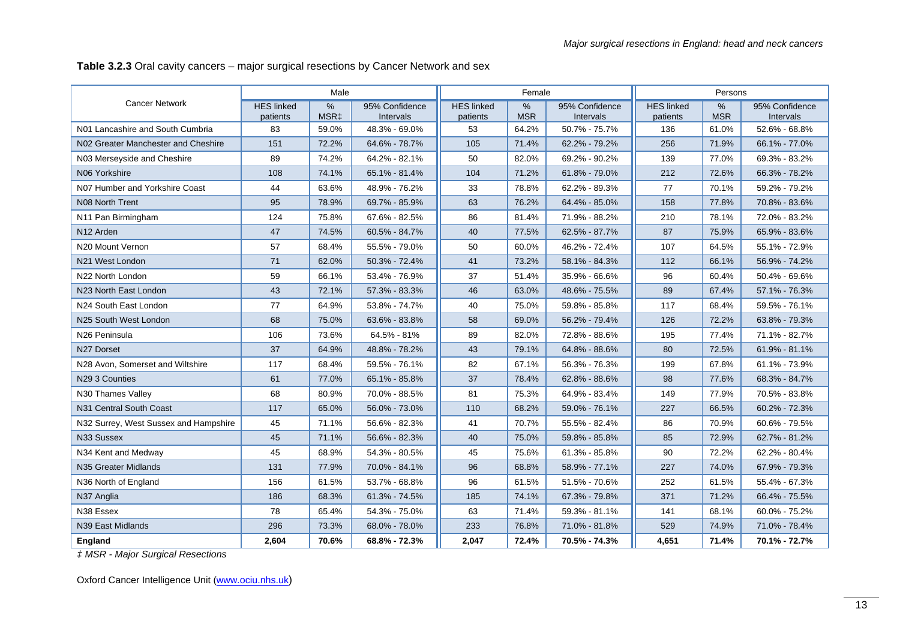**Table 3.2.3** Oral cavity cancers – major surgical resections by Cancer Network and sex

| Cancer Network | Male | | | Female | | | Persons | | |
|---|---|---|---|---|---|---|---|---|---|
| | HES linked patients | % MSR‡ | 95% Confidence Intervals | HES linked patients | % MSR | 95% Confidence Intervals | HES linked patients | % MSR | 95% Confidence Intervals |
| N01 Lancashire and South Cumbria | 83 | 59.0% | 48.3% - 69.0% | 53 | 64.2% | 50.7% - 75.7% | 136 | 61.0% | 52.6% - 68.8% |
| N02 Greater Manchester and Cheshire | 151 | 72.2% | 64.6% - 78.7% | 105 | 71.4% | 62.2% - 79.2% | 256 | 71.9% | 66.1% - 77.0% |
| N03 Merseyside and Cheshire | 89 | 74.2% | 64.2% - 82.1% | 50 | 82.0% | 69.2% - 90.2% | 139 | 77.0% | 69.3% - 83.2% |
| N06 Yorkshire | 108 | 74.1% | 65.1% - 81.4% | 104 | 71.2% | 61.8% - 79.0% | 212 | 72.6% | 66.3% - 78.2% |
| N07 Humber and Yorkshire Coast | 44 | 63.6% | 48.9% - 76.2% | 33 | 78.8% | 62.2% - 89.3% | 77 | 70.1% | 59.2% - 79.2% |
| N08 North Trent | 95 | 78.9% | 69.7% - 85.9% | 63 | 76.2% | 64.4% - 85.0% | 158 | 77.8% | 70.8% - 83.6% |
| N11 Pan Birmingham | 124 | 75.8% | 67.6% - 82.5% | 86 | 81.4% | 71.9% - 88.2% | 210 | 78.1% | 72.0% - 83.2% |
| N12 Arden | 47 | 74.5% | 60.5% - 84.7% | 40 | 77.5% | 62.5% - 87.7% | 87 | 75.9% | 65.9% - 83.6% |
| N20 Mount Vernon | 57 | 68.4% | 55.5% - 79.0% | 50 | 60.0% | 46.2% - 72.4% | 107 | 64.5% | 55.1% - 72.9% |
| N21 West London | 71 | 62.0% | 50.3% - 72.4% | 41 | 73.2% | 58.1% - 84.3% | 112 | 66.1% | 56.9% - 74.2% |
| N22 North London | 59 | 66.1% | 53.4% - 76.9% | 37 | 51.4% | 35.9% - 66.6% | 96 | 60.4% | 50.4% - 69.6% |
| N23 North East London | 43 | 72.1% | 57.3% - 83.3% | 46 | 63.0% | 48.6% - 75.5% | 89 | 67.4% | 57.1% - 76.3% |
| N24 South East London | 77 | 64.9% | 53.8% - 74.7% | 40 | 75.0% | 59.8% - 85.8% | 117 | 68.4% | 59.5% - 76.1% |
| N25 South West London | 68 | 75.0% | 63.6% - 83.8% | 58 | 69.0% | 56.2% - 79.4% | 126 | 72.2% | 63.8% - 79.3% |
| N26 Peninsula | 106 | 73.6% | 64.5% - 81% | 89 | 82.0% | 72.8% - 88.6% | 195 | 77.4% | 71.1% - 82.7% |
| N27 Dorset | 37 | 64.9% | 48.8% - 78.2% | 43 | 79.1% | 64.8% - 88.6% | 80 | 72.5% | 61.9% - 81.1% |
| N28 Avon, Somerset and Wiltshire | 117 | 68.4% | 59.5% - 76.1% | 82 | 67.1% | 56.3% - 76.3% | 199 | 67.8% | 61.1% - 73.9% |
| N29 3 Counties | 61 | 77.0% | 65.1% - 85.8% | 37 | 78.4% | 62.8% - 88.6% | 98 | 77.6% | 68.3% - 84.7% |
| N30 Thames Valley | 68 | 80.9% | 70.0% - 88.5% | 81 | 75.3% | 64.9% - 83.4% | 149 | 77.9% | 70.5% - 83.8% |
| N31 Central South Coast | 117 | 65.0% | 56.0% - 73.0% | 110 | 68.2% | 59.0% - 76.1% | 227 | 66.5% | 60.2% - 72.3% |
| N32 Surrey, West Sussex and Hampshire | 45 | 71.1% | 56.6% - 82.3% | 41 | 70.7% | 55.5% - 82.4% | 86 | 70.9% | 60.6% - 79.5% |
| N33 Sussex | 45 | 71.1% | 56.6% - 82.3% | 40 | 75.0% | 59.8% - 85.8% | 85 | 72.9% | 62.7% - 81.2% |
| N34 Kent and Medway | 45 | 68.9% | 54.3% - 80.5% | 45 | 75.6% | 61.3% - 85.8% | 90 | 72.2% | 62.2% - 80.4% |
| N35 Greater Midlands | 131 | 77.9% | 70.0% - 84.1% | 96 | 68.8% | 58.9% - 77.1% | 227 | 74.0% | 67.9% - 79.3% |
| N36 North of England | 156 | 61.5% | 53.7% - 68.8% | 96 | 61.5% | 51.5% - 70.6% | 252 | 61.5% | 55.4% - 67.3% |
| N37 Anglia | 186 | 68.3% | 61.3% - 74.5% | 185 | 74.1% | 67.3% - 79.8% | 371 | 71.2% | 66.4% - 75.5% |
| N38 Essex | 78 | 65.4% | 54.3% - 75.0% | 63 | 71.4% | 59.3% - 81.1% | 141 | 68.1% | 60.0% - 75.2% |
| N39 East Midlands | 296 | 73.3% | 68.0% - 78.0% | 233 | 76.8% | 71.0% - 81.8% | 529 | 74.9% | 71.0% - 78.4% |
| **England** | **2,604** | **70.6%** | **68.8% - 72.3%** | **2,047** | **72.4%** | **70.5% - 74.3%** | **4,651** | **71.4%** | **70.1% - 72.7%** |

*‡ MSR - Major Surgical Resections*

Oxford Cancer Intelligence Unit (www.ociu.nhs.uk)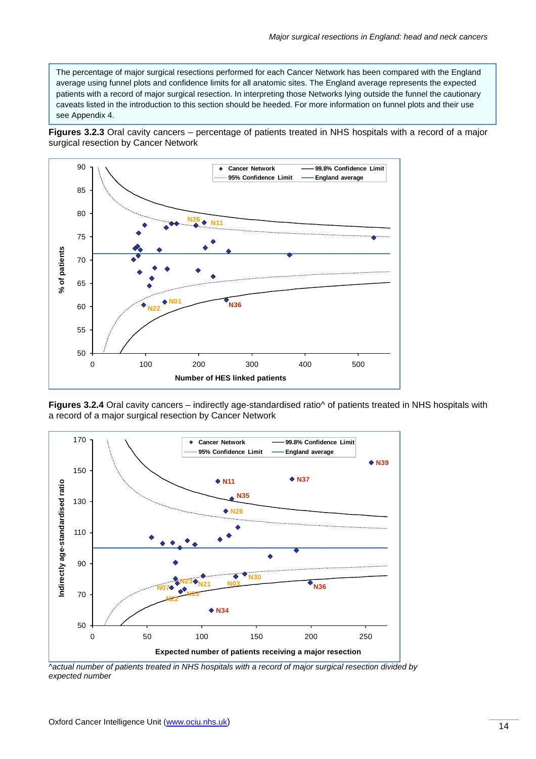The percentage of major surgical resections performed for each Cancer Network has been compared with the England average using funnel plots and confidence limits for all anatomic sites. The England average represents the expected patients with a record of major surgical resection. In interpreting those Networks lying outside the funnel the cautionary caveats listed in the introduction to this section should be heeded. For more information on funnel plots and their use see Appendix 4.

**Figures 3.2.3** Oral cavity cancers – percentage of patients treated in NHS hospitals with a record of a major surgical resection by Cancer Network

**Figures 3.2.4** Oral cavity cancers – indirectly age-standardised ratio^ of patients treated in NHS hospitals with a record of a major surgical resection by Cancer Network

*^actual number of patients treated in NHS hospitals with a record of major surgical resection divided by expected number*

Oxford Cancer Intelligence Unit (www.ociu.nhs.uk)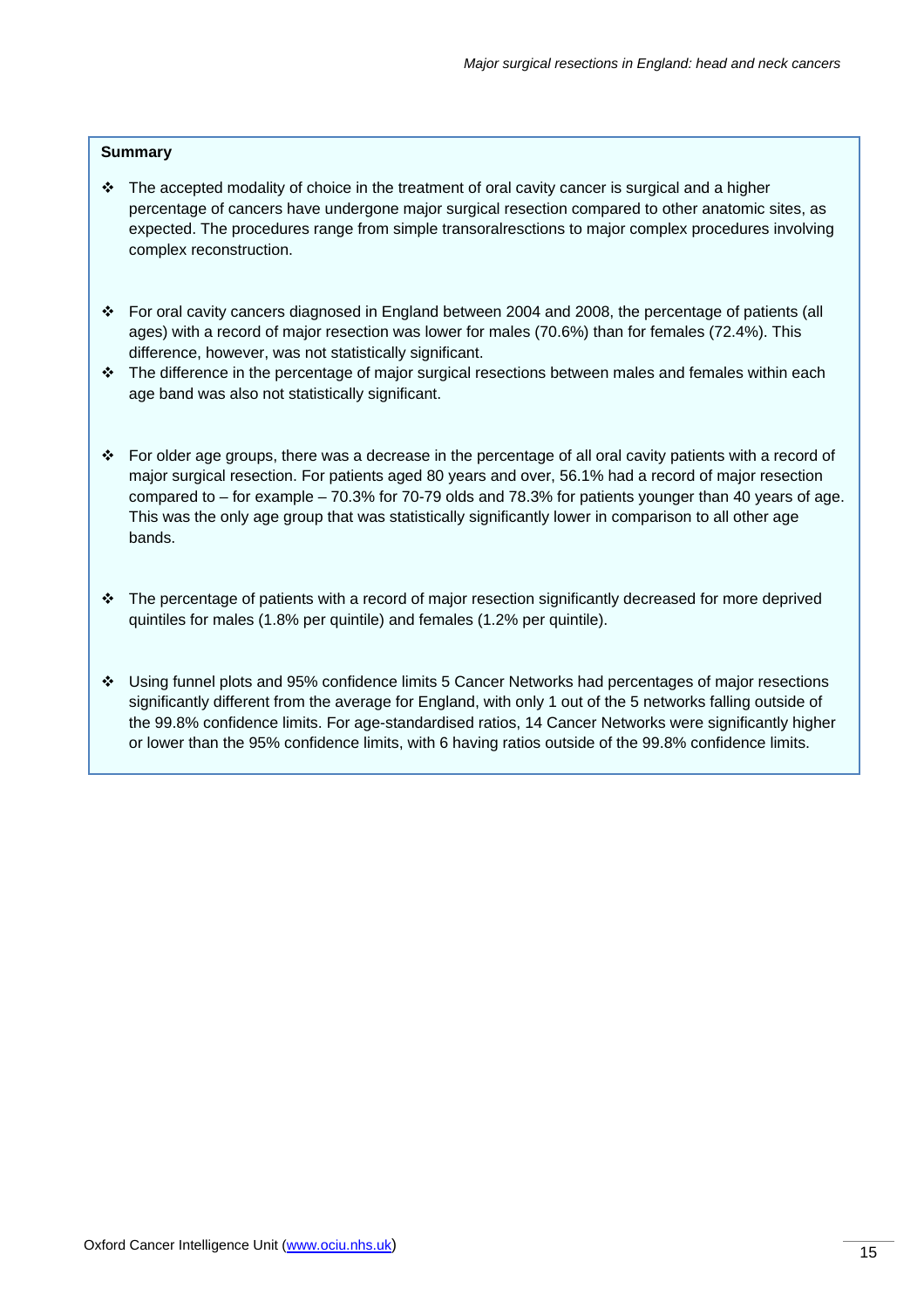**Summary**

- The accepted modality of choice in the treatment of oral cavity cancer is surgical and a higher percentage of cancers have undergone major surgical resection compared to other anatomic sites, as expected. The procedures range from simple transoralresctions to major complex procedures involving complex reconstruction.

- For oral cavity cancers diagnosed in England between 2004 and 2008, the percentage of patients (all ages) with a record of major resection was lower for males (70.6%) than for females (72.4%). This difference, however, was not statistically significant.
- The difference in the percentage of major surgical resections between males and females within each age band was also not statistically significant.

- For older age groups, there was a decrease in the percentage of all oral cavity patients with a record of major surgical resection. For patients aged 80 years and over, 56.1% had a record of major resection compared to – for example – 70.3% for 70-79 olds and 78.3% for patients younger than 40 years of age. This was the only age group that was statistically significantly lower in comparison to all other age bands.

- The percentage of patients with a record of major resection significantly decreased for more deprived quintiles for males (1.8% per quintile) and females (1.2% per quintile).

- Using funnel plots and 95% confidence limits 5 Cancer Networks had percentages of major resections significantly different from the average for England, with only 1 out of the 5 networks falling outside of the 99.8% confidence limits. For age-standardised ratios, 14 Cancer Networks were significantly higher or lower than the 95% confidence limits, with 6 having ratios outside of the 99.8% confidence limits.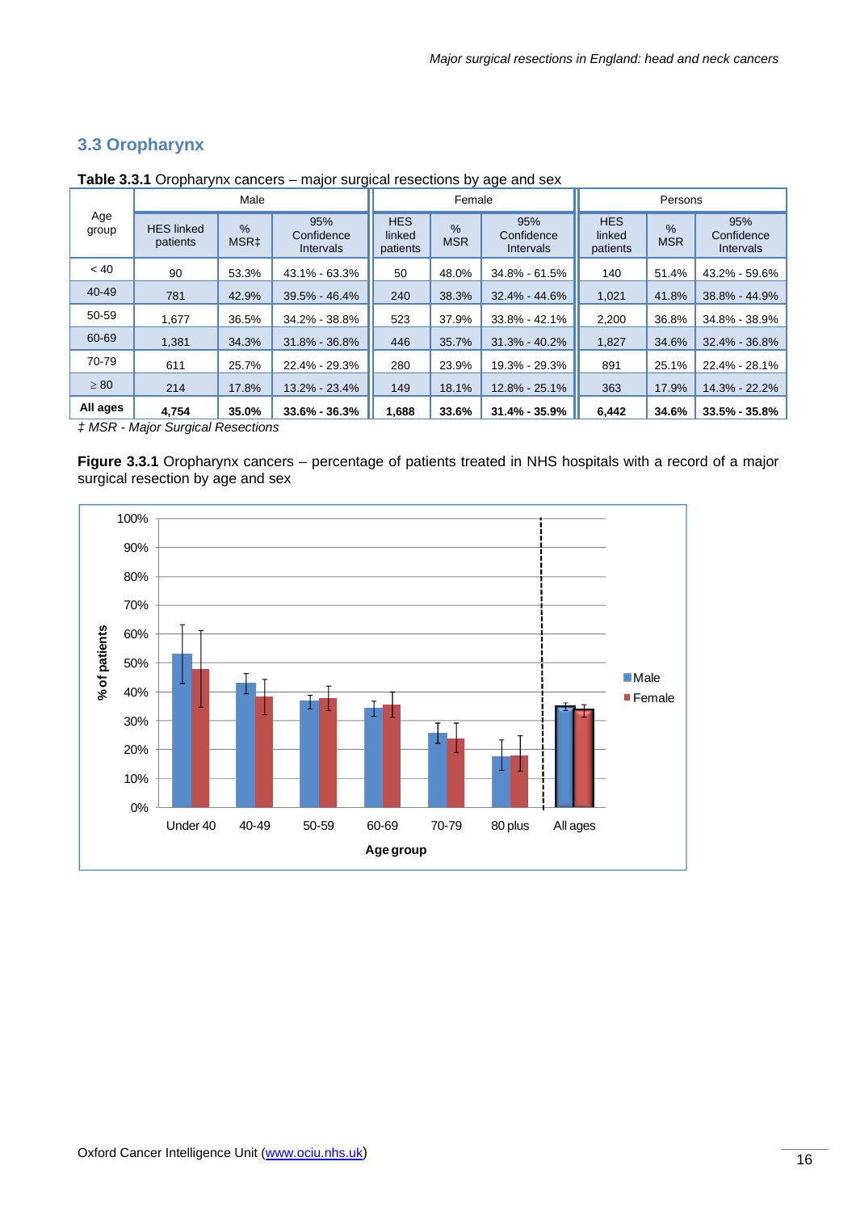## 3.3 Oropharynx

**Table 3.3.1** Oropharynx cancers – major surgical resections by age and sex

| Age group | Male | | | Female | | | Persons | | |
|---|---|---|---|---|---|---|---|---|---|
| | HES linked patients | % MSR‡ | 95% Confidence Intervals | HES linked patients | % MSR | 95% Confidence Intervals | HES linked patients | % MSR | 95% Confidence Intervals |
| < 40 | 90 | 53.3% | 43.1% - 63.3% | 50 | 48.0% | 34.8% - 61.5% | 140 | 51.4% | 43.2% - 59.6% |
| 40-49 | 781 | 42.9% | 39.5% - 46.4% | 240 | 38.3% | 32.4% - 44.6% | 1,021 | 41.8% | 38.8% - 44.9% |
| 50-59 | 1,677 | 36.5% | 34.2% - 38.8% | 523 | 37.9% | 33.8% - 42.1% | 2,200 | 36.8% | 34.8% - 38.9% |
| 60-69 | 1,381 | 34.3% | 31.8% - 36.8% | 446 | 35.7% | 31.3% - 40.2% | 1,827 | 34.6% | 32.4% - 36.8% |
| 70-79 | 611 | 25.7% | 22.4% - 29.3% | 280 | 23.9% | 19.3% - 29.3% | 891 | 25.1% | 22.4% - 28.1% |
| ≥ 80 | 214 | 17.8% | 13.2% - 23.4% | 149 | 18.1% | 12.8% - 25.1% | 363 | 17.9% | 14.3% - 22.2% |
| **All ages** | **4,754** | **35.0%** | **33.6% - 36.3%** | **1,688** | **33.6%** | **31.4% - 35.9%** | **6,442** | **34.6%** | **33.5% - 35.8%** |

*‡ MSR - Major Surgical Resections*

**Figure 3.3.1** Oropharynx cancers – percentage of patients treated in NHS hospitals with a record of a major surgical resection by age and sex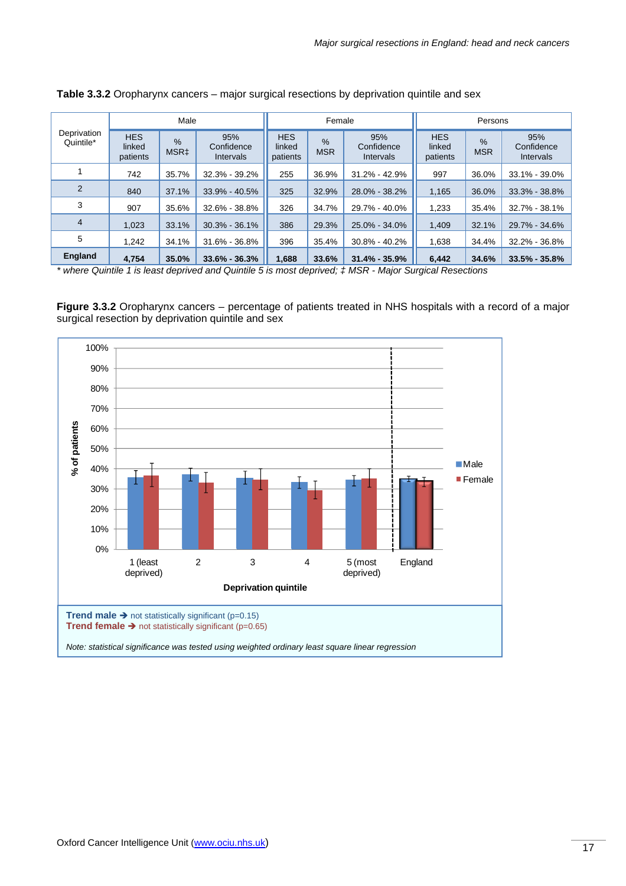**Table 3.3.2** Oropharynx cancers – major surgical resections by deprivation quintile and sex

| Deprivation Quintile* | Male | | | Female | | | Persons | | |
|---|---|---|---|---|---|---|---|---|---|
| | HES linked patients | % MSR‡ | 95% Confidence Intervals | HES linked patients | % MSR | 95% Confidence Intervals | HES linked patients | % MSR | 95% Confidence Intervals |
| 1 | 742 | 35.7% | 32.3% - 39.2% | 255 | 36.9% | 31.2% - 42.9% | 997 | 36.0% | 33.1% - 39.0% |
| 2 | 840 | 37.1% | 33.9% - 40.5% | 325 | 32.9% | 28.0% - 38.2% | 1,165 | 36.0% | 33.3% - 38.8% |
| 3 | 907 | 35.6% | 32.6% - 38.8% | 326 | 34.7% | 29.7% - 40.0% | 1,233 | 35.4% | 32.7% - 38.1% |
| 4 | 1,023 | 33.1% | 30.3% - 36.1% | 386 | 29.3% | 25.0% - 34.0% | 1,409 | 32.1% | 29.7% - 34.6% |
| 5 | 1,242 | 34.1% | 31.6% - 36.8% | 396 | 35.4% | 30.8% - 40.2% | 1,638 | 34.4% | 32.2% - 36.8% |
| **England** | **4,754** | **35.0%** | **33.6% - 36.3%** | **1,688** | **33.6%** | **31.4% - 35.9%** | **6,442** | **34.6%** | **33.5% - 35.8%** |

*\* where Quintile 1 is least deprived and Quintile 5 is most deprived; ‡ MSR - Major Surgical Resections*

**Figure 3.3.2** Oropharynx cancers – percentage of patients treated in NHS hospitals with a record of a major surgical resection by deprivation quintile and sex

**Trend male** ➔ not statistically significant (p=0.15)
**Trend female** ➔ not statistically significant (p=0.65)

*Note: statistical significance was tested using weighted ordinary least square linear regression*

Oxford Cancer Intelligence Unit (www.ociu.nhs.uk)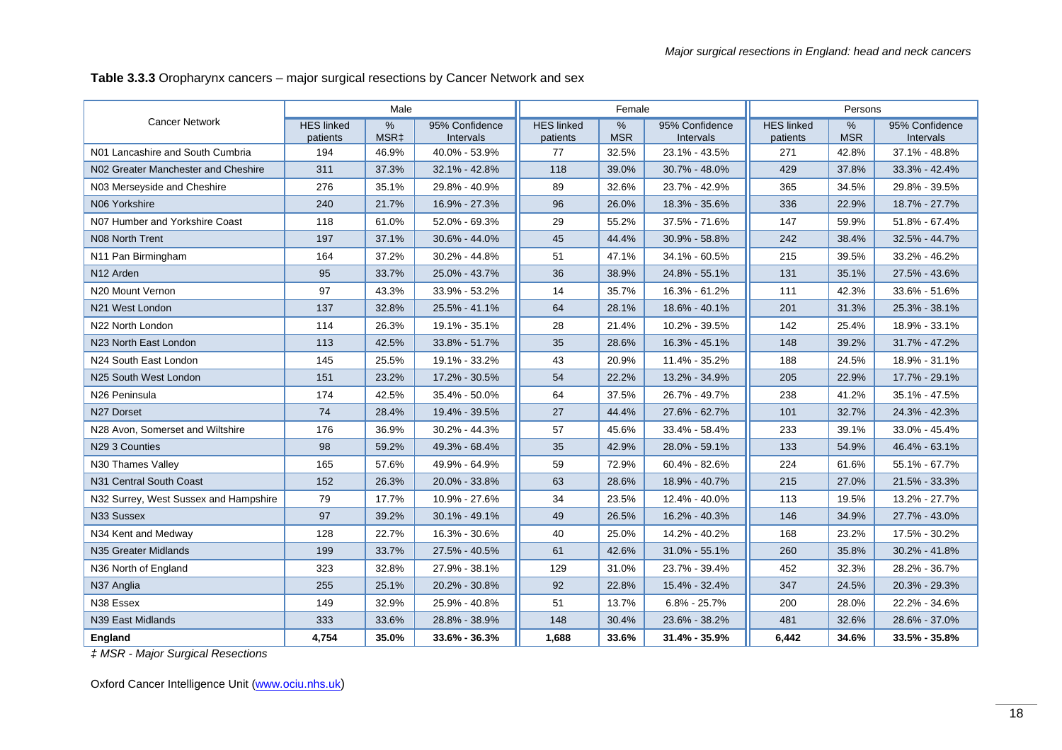**Table 3.3.3** Oropharynx cancers – major surgical resections by Cancer Network and sex

| Cancer Network | Male | | | Female | | | Persons | | |
|---|---|---|---|---|---|---|---|---|---|
| | HES linked patients | % MSR‡ | 95% Confidence Intervals | HES linked patients | % MSR | 95% Confidence Intervals | HES linked patients | % MSR | 95% Confidence Intervals |
| N01 Lancashire and South Cumbria | 194 | 46.9% | 40.0% - 53.9% | 77 | 32.5% | 23.1% - 43.5% | 271 | 42.8% | 37.1% - 48.8% |
| N02 Greater Manchester and Cheshire | 311 | 37.3% | 32.1% - 42.8% | 118 | 39.0% | 30.7% - 48.0% | 429 | 37.8% | 33.3% - 42.4% |
| N03 Merseyside and Cheshire | 276 | 35.1% | 29.8% - 40.9% | 89 | 32.6% | 23.7% - 42.9% | 365 | 34.5% | 29.8% - 39.5% |
| N06 Yorkshire | 240 | 21.7% | 16.9% - 27.3% | 96 | 26.0% | 18.3% - 35.6% | 336 | 22.9% | 18.7% - 27.7% |
| N07 Humber and Yorkshire Coast | 118 | 61.0% | 52.0% - 69.3% | 29 | 55.2% | 37.5% - 71.6% | 147 | 59.9% | 51.8% - 67.4% |
| N08 North Trent | 197 | 37.1% | 30.6% - 44.0% | 45 | 44.4% | 30.9% - 58.8% | 242 | 38.4% | 32.5% - 44.7% |
| N11 Pan Birmingham | 164 | 37.2% | 30.2% - 44.8% | 51 | 47.1% | 34.1% - 60.5% | 215 | 39.5% | 33.2% - 46.2% |
| N12 Arden | 95 | 33.7% | 25.0% - 43.7% | 36 | 38.9% | 24.8% - 55.1% | 131 | 35.1% | 27.5% - 43.6% |
| N20 Mount Vernon | 97 | 43.3% | 33.9% - 53.2% | 14 | 35.7% | 16.3% - 61.2% | 111 | 42.3% | 33.6% - 51.6% |
| N21 West London | 137 | 32.8% | 25.5% - 41.1% | 64 | 28.1% | 18.6% - 40.1% | 201 | 31.3% | 25.3% - 38.1% |
| N22 North London | 114 | 26.3% | 19.1% - 35.1% | 28 | 21.4% | 10.2% - 39.5% | 142 | 25.4% | 18.9% - 33.1% |
| N23 North East London | 113 | 42.5% | 33.8% - 51.7% | 35 | 28.6% | 16.3% - 45.1% | 148 | 39.2% | 31.7% - 47.2% |
| N24 South East London | 145 | 25.5% | 19.1% - 33.2% | 43 | 20.9% | 11.4% - 35.2% | 188 | 24.5% | 18.9% - 31.1% |
| N25 South West London | 151 | 23.2% | 17.2% - 30.5% | 54 | 22.2% | 13.2% - 34.9% | 205 | 22.9% | 17.7% - 29.1% |
| N26 Peninsula | 174 | 42.5% | 35.4% - 50.0% | 64 | 37.5% | 26.7% - 49.7% | 238 | 41.2% | 35.1% - 47.5% |
| N27 Dorset | 74 | 28.4% | 19.4% - 39.5% | 27 | 44.4% | 27.6% - 62.7% | 101 | 32.7% | 24.3% - 42.3% |
| N28 Avon, Somerset and Wiltshire | 176 | 36.9% | 30.2% - 44.3% | 57 | 45.6% | 33.4% - 58.4% | 233 | 39.1% | 33.0% - 45.4% |
| N29 3 Counties | 98 | 59.2% | 49.3% - 68.4% | 35 | 42.9% | 28.0% - 59.1% | 133 | 54.9% | 46.4% - 63.1% |
| N30 Thames Valley | 165 | 57.6% | 49.9% - 64.9% | 59 | 72.9% | 60.4% - 82.6% | 224 | 61.6% | 55.1% - 67.7% |
| N31 Central South Coast | 152 | 26.3% | 20.0% - 33.8% | 63 | 28.6% | 18.9% - 40.7% | 215 | 27.0% | 21.5% - 33.3% |
| N32 Surrey, West Sussex and Hampshire | 79 | 17.7% | 10.9% - 27.6% | 34 | 23.5% | 12.4% - 40.0% | 113 | 19.5% | 13.2% - 27.7% |
| N33 Sussex | 97 | 39.2% | 30.1% - 49.1% | 49 | 26.5% | 16.2% - 40.3% | 146 | 34.9% | 27.7% - 43.0% |
| N34 Kent and Medway | 128 | 22.7% | 16.3% - 30.6% | 40 | 25.0% | 14.2% - 40.2% | 168 | 23.2% | 17.5% - 30.2% |
| N35 Greater Midlands | 199 | 33.7% | 27.5% - 40.5% | 61 | 42.6% | 31.0% - 55.1% | 260 | 35.8% | 30.2% - 41.8% |
| N36 North of England | 323 | 32.8% | 27.9% - 38.1% | 129 | 31.0% | 23.7% - 39.4% | 452 | 32.3% | 28.2% - 36.7% |
| N37 Anglia | 255 | 25.1% | 20.2% - 30.8% | 92 | 22.8% | 15.4% - 32.4% | 347 | 24.5% | 20.3% - 29.3% |
| N38 Essex | 149 | 32.9% | 25.9% - 40.8% | 51 | 13.7% | 6.8% - 25.7% | 200 | 28.0% | 22.2% - 34.6% |
| N39 East Midlands | 333 | 33.6% | 28.8% - 38.9% | 148 | 30.4% | 23.6% - 38.2% | 481 | 32.6% | 28.6% - 37.0% |
| **England** | **4,754** | **35.0%** | **33.6% - 36.3%** | **1,688** | **33.6%** | **31.4% - 35.9%** | **6,442** | **34.6%** | **33.5% - 35.8%** |

*‡ MSR - Major Surgical Resections*

Oxford Cancer Intelligence Unit (www.ociu.nhs.uk)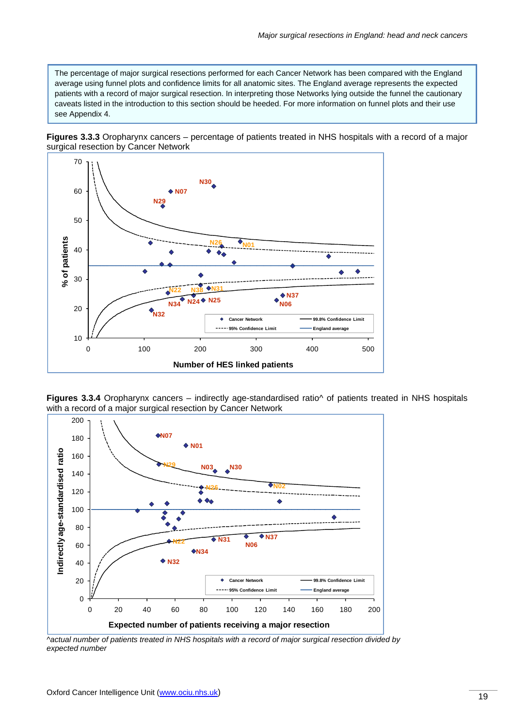The percentage of major surgical resections performed for each Cancer Network has been compared with the England average using funnel plots and confidence limits for all anatomic sites. The England average represents the expected patients with a record of major surgical resection. In interpreting those Networks lying outside the funnel the cautionary caveats listed in the introduction to this section should be heeded. For more information on funnel plots and their use see Appendix 4.

**Figures 3.3.3** Oropharynx cancers – percentage of patients treated in NHS hospitals with a record of a major surgical resection by Cancer Network

**Figures 3.3.4** Oropharynx cancers – indirectly age-standardised ratio^ of patients treated in NHS hospitals with a record of a major surgical resection by Cancer Network

*^actual number of patients treated in NHS hospitals with a record of major surgical resection divided by expected number*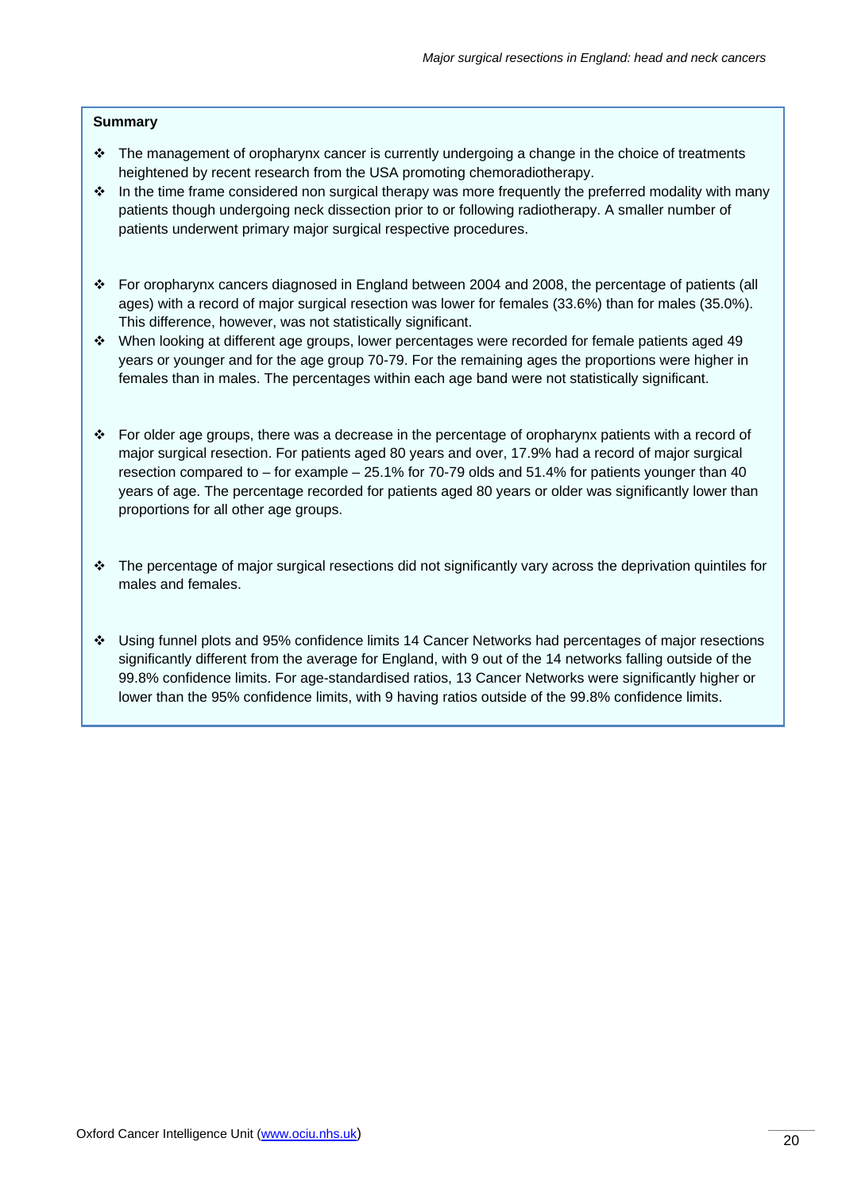**Summary**

- The management of oropharynx cancer is currently undergoing a change in the choice of treatments heightened by recent research from the USA promoting chemoradiotherapy.
- In the time frame considered non surgical therapy was more frequently the preferred modality with many patients though undergoing neck dissection prior to or following radiotherapy. A smaller number of patients underwent primary major surgical respective procedures.

- For oropharynx cancers diagnosed in England between 2004 and 2008, the percentage of patients (all ages) with a record of major surgical resection was lower for females (33.6%) than for males (35.0%). This difference, however, was not statistically significant.
- When looking at different age groups, lower percentages were recorded for female patients aged 49 years or younger and for the age group 70-79. For the remaining ages the proportions were higher in females than in males. The percentages within each age band were not statistically significant.

- For older age groups, there was a decrease in the percentage of oropharynx patients with a record of major surgical resection. For patients aged 80 years and over, 17.9% had a record of major surgical resection compared to – for example – 25.1% for 70-79 olds and 51.4% for patients younger than 40 years of age. The percentage recorded for patients aged 80 years or older was significantly lower than proportions for all other age groups.

- The percentage of major surgical resections did not significantly vary across the deprivation quintiles for males and females.

- Using funnel plots and 95% confidence limits 14 Cancer Networks had percentages of major resections significantly different from the average for England, with 9 out of the 14 networks falling outside of the 99.8% confidence limits. For age-standardised ratios, 13 Cancer Networks were significantly higher or lower than the 95% confidence limits, with 9 having ratios outside of the 99.8% confidence limits.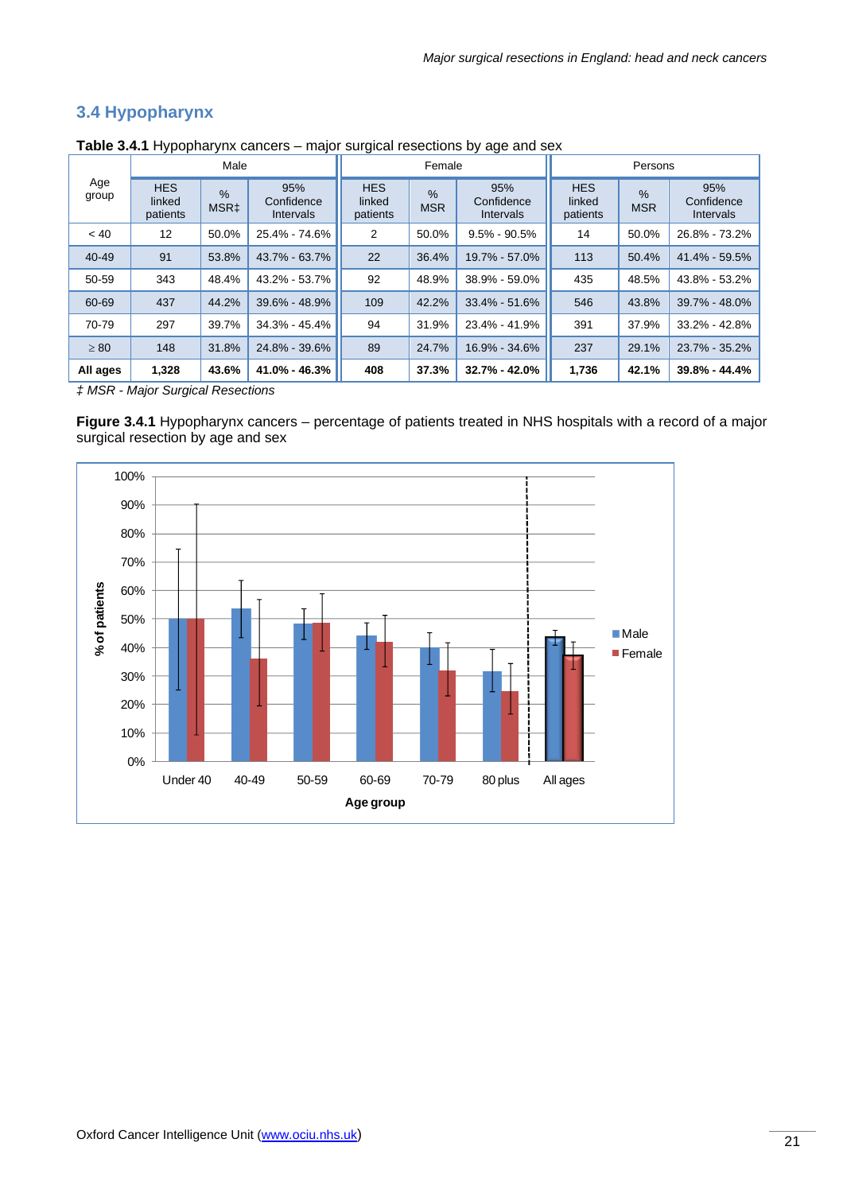## 3.4 Hypopharynx

**Table 3.4.1** Hypopharynx cancers – major surgical resections by age and sex

| Age group | Male | | | Female | | | Persons | | |
|---|---|---|---|---|---|---|---|---|---|
| | HES linked patients | % MSR‡ | 95% Confidence Intervals | HES linked patients | % MSR | 95% Confidence Intervals | HES linked patients | % MSR | 95% Confidence Intervals |
| < 40 | 12 | 50.0% | 25.4% - 74.6% | 2 | 50.0% | 9.5% - 90.5% | 14 | 50.0% | 26.8% - 73.2% |
| 40-49 | 91 | 53.8% | 43.7% - 63.7% | 22 | 36.4% | 19.7% - 57.0% | 113 | 50.4% | 41.4% - 59.5% |
| 50-59 | 343 | 48.4% | 43.2% - 53.7% | 92 | 48.9% | 38.9% - 59.0% | 435 | 48.5% | 43.8% - 53.2% |
| 60-69 | 437 | 44.2% | 39.6% - 48.9% | 109 | 42.2% | 33.4% - 51.6% | 546 | 43.8% | 39.7% - 48.0% |
| 70-79 | 297 | 39.7% | 34.3% - 45.4% | 94 | 31.9% | 23.4% - 41.9% | 391 | 37.9% | 33.2% - 42.8% |
| ≥ 80 | 148 | 31.8% | 24.8% - 39.6% | 89 | 24.7% | 16.9% - 34.6% | 237 | 29.1% | 23.7% - 35.2% |
| **All ages** | **1,328** | **43.6%** | **41.0% - 46.3%** | **408** | **37.3%** | **32.7% - 42.0%** | **1,736** | **42.1%** | **39.8% - 44.4%** |

*‡ MSR - Major Surgical Resections*

**Figure 3.4.1** Hypopharynx cancers – percentage of patients treated in NHS hospitals with a record of a major surgical resection by age and sex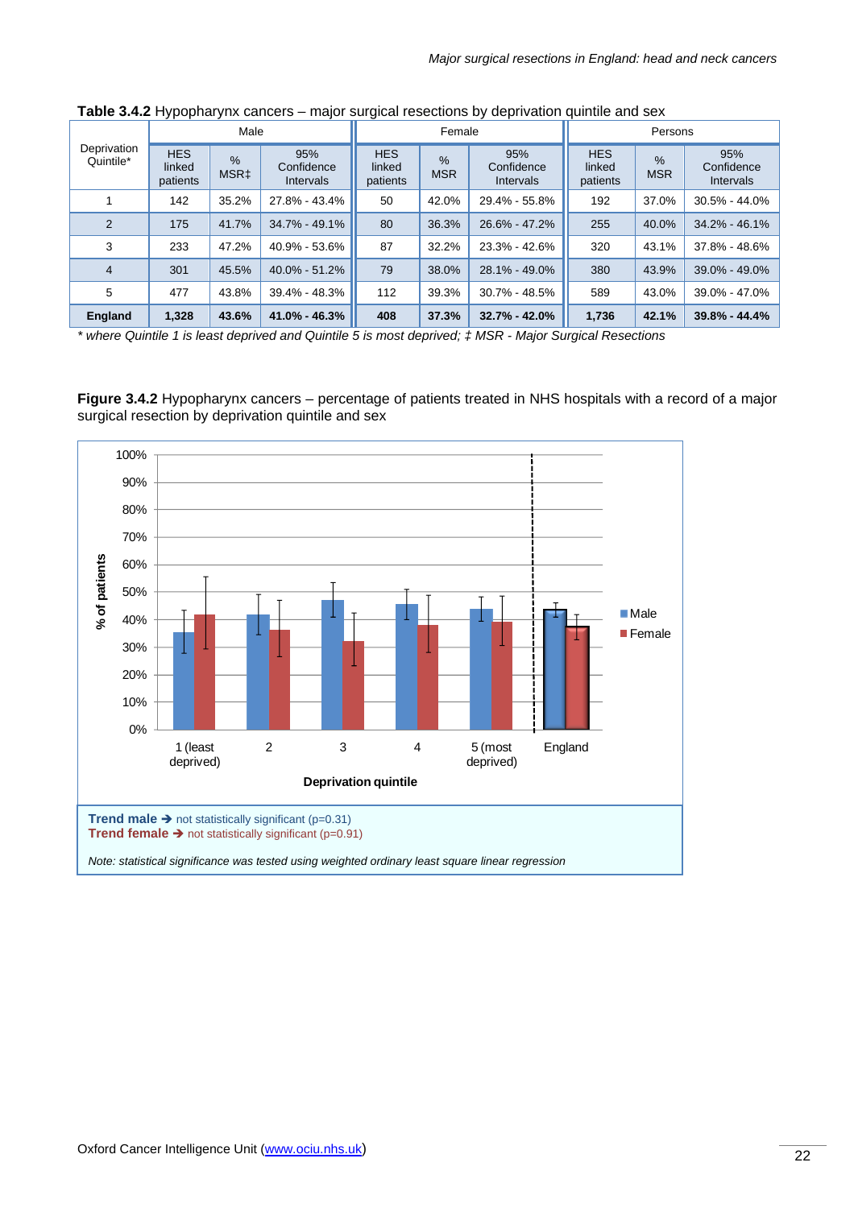**Table 3.4.2** Hypopharynx cancers – major surgical resections by deprivation quintile and sex

| Deprivation Quintile* | Male | | | Female | | | Persons | | |
|---|---|---|---|---|---|---|---|---|---|
| | HES linked patients | % MSR‡ | 95% Confidence Intervals | HES linked patients | % MSR | 95% Confidence Intervals | HES linked patients | % MSR | 95% Confidence Intervals |
| 1 | 142 | 35.2% | 27.8% - 43.4% | 50 | 42.0% | 29.4% - 55.8% | 192 | 37.0% | 30.5% - 44.0% |
| 2 | 175 | 41.7% | 34.7% - 49.1% | 80 | 36.3% | 26.6% - 47.2% | 255 | 40.0% | 34.2% - 46.1% |
| 3 | 233 | 47.2% | 40.9% - 53.6% | 87 | 32.2% | 23.3% - 42.6% | 320 | 43.1% | 37.8% - 48.6% |
| 4 | 301 | 45.5% | 40.0% - 51.2% | 79 | 38.0% | 28.1% - 49.0% | 380 | 43.9% | 39.0% - 49.0% |
| 5 | 477 | 43.8% | 39.4% - 48.3% | 112 | 39.3% | 30.7% - 48.5% | 589 | 43.0% | 39.0% - 47.0% |
| **England** | **1,328** | **43.6%** | **41.0% - 46.3%** | **408** | **37.3%** | **32.7% - 42.0%** | **1,736** | **42.1%** | **39.8% - 44.4%** |

*\* where Quintile 1 is least deprived and Quintile 5 is most deprived; ‡ MSR - Major Surgical Resections*

**Figure 3.4.2** Hypopharynx cancers – percentage of patients treated in NHS hospitals with a record of a major surgical resection by deprivation quintile and sex

**Trend male** ➔ not statistically significant (p=0.31)
**Trend female** ➔ not statistically significant (p=0.91)

*Note: statistical significance was tested using weighted ordinary least square linear regression*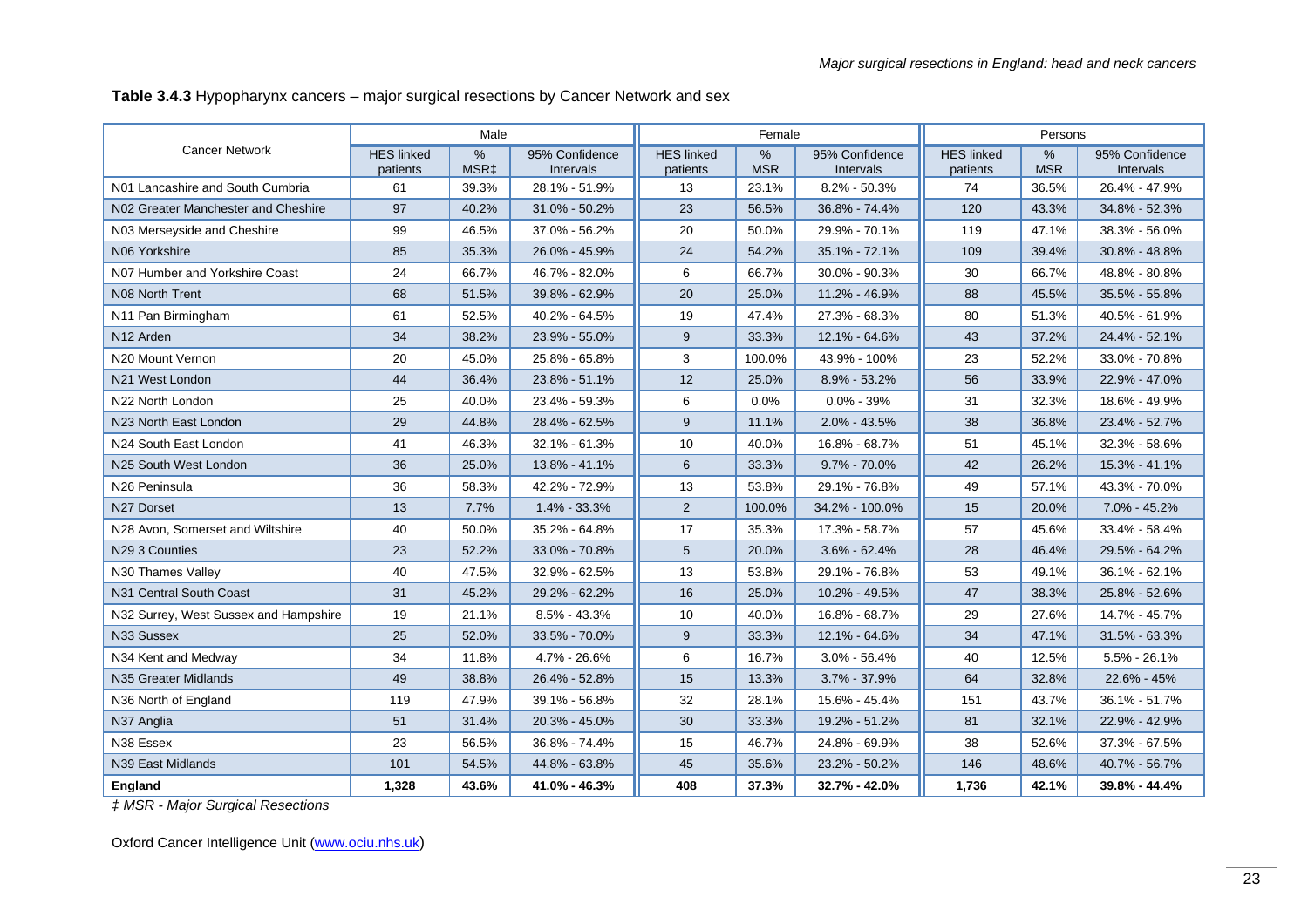**Table 3.4.3** Hypopharynx cancers – major surgical resections by Cancer Network and sex

| Cancer Network | Male | | | Female | | | Persons | | |
|---|---|---|---|---|---|---|---|---|---|
| | HES linked patients | % MSR‡ | 95% Confidence Intervals | HES linked patients | % MSR | 95% Confidence Intervals | HES linked patients | % MSR | 95% Confidence Intervals |
| N01 Lancashire and South Cumbria | 61 | 39.3% | 28.1% - 51.9% | 13 | 23.1% | 8.2% - 50.3% | 74 | 36.5% | 26.4% - 47.9% |
| N02 Greater Manchester and Cheshire | 97 | 40.2% | 31.0% - 50.2% | 23 | 56.5% | 36.8% - 74.4% | 120 | 43.3% | 34.8% - 52.3% |
| N03 Merseyside and Cheshire | 99 | 46.5% | 37.0% - 56.2% | 20 | 50.0% | 29.9% - 70.1% | 119 | 47.1% | 38.3% - 56.0% |
| N06 Yorkshire | 85 | 35.3% | 26.0% - 45.9% | 24 | 54.2% | 35.1% - 72.1% | 109 | 39.4% | 30.8% - 48.8% |
| N07 Humber and Yorkshire Coast | 24 | 66.7% | 46.7% - 82.0% | 6 | 66.7% | 30.0% - 90.3% | 30 | 66.7% | 48.8% - 80.8% |
| N08 North Trent | 68 | 51.5% | 39.8% - 62.9% | 20 | 25.0% | 11.2% - 46.9% | 88 | 45.5% | 35.5% - 55.8% |
| N11 Pan Birmingham | 61 | 52.5% | 40.2% - 64.5% | 19 | 47.4% | 27.3% - 68.3% | 80 | 51.3% | 40.5% - 61.9% |
| N12 Arden | 34 | 38.2% | 23.9% - 55.0% | 9 | 33.3% | 12.1% - 64.6% | 43 | 37.2% | 24.4% - 52.1% |
| N20 Mount Vernon | 20 | 45.0% | 25.8% - 65.8% | 3 | 100.0% | 43.9% - 100% | 23 | 52.2% | 33.0% - 70.8% |
| N21 West London | 44 | 36.4% | 23.8% - 51.1% | 12 | 25.0% | 8.9% - 53.2% | 56 | 33.9% | 22.9% - 47.0% |
| N22 North London | 25 | 40.0% | 23.4% - 59.3% | 6 | 0.0% | 0.0% - 39% | 31 | 32.3% | 18.6% - 49.9% |
| N23 North East London | 29 | 44.8% | 28.4% - 62.5% | 9 | 11.1% | 2.0% - 43.5% | 38 | 36.8% | 23.4% - 52.7% |
| N24 South East London | 41 | 46.3% | 32.1% - 61.3% | 10 | 40.0% | 16.8% - 68.7% | 51 | 45.1% | 32.3% - 58.6% |
| N25 South West London | 36 | 25.0% | 13.8% - 41.1% | 6 | 33.3% | 9.7% - 70.0% | 42 | 26.2% | 15.3% - 41.1% |
| N26 Peninsula | 36 | 58.3% | 42.2% - 72.9% | 13 | 53.8% | 29.1% - 76.8% | 49 | 57.1% | 43.3% - 70.0% |
| N27 Dorset | 13 | 7.7% | 1.4% - 33.3% | 2 | 100.0% | 34.2% - 100.0% | 15 | 20.0% | 7.0% - 45.2% |
| N28 Avon, Somerset and Wiltshire | 40 | 50.0% | 35.2% - 64.8% | 17 | 35.3% | 17.3% - 58.7% | 57 | 45.6% | 33.4% - 58.4% |
| N29 3 Counties | 23 | 52.2% | 33.0% - 70.8% | 5 | 20.0% | 3.6% - 62.4% | 28 | 46.4% | 29.5% - 64.2% |
| N30 Thames Valley | 40 | 47.5% | 32.9% - 62.5% | 13 | 53.8% | 29.1% - 76.8% | 53 | 49.1% | 36.1% - 62.1% |
| N31 Central South Coast | 31 | 45.2% | 29.2% - 62.2% | 16 | 25.0% | 10.2% - 49.5% | 47 | 38.3% | 25.8% - 52.6% |
| N32 Surrey, West Sussex and Hampshire | 19 | 21.1% | 8.5% - 43.3% | 10 | 40.0% | 16.8% - 68.7% | 29 | 27.6% | 14.7% - 45.7% |
| N33 Sussex | 25 | 52.0% | 33.5% - 70.0% | 9 | 33.3% | 12.1% - 64.6% | 34 | 47.1% | 31.5% - 63.3% |
| N34 Kent and Medway | 34 | 11.8% | 4.7% - 26.6% | 6 | 16.7% | 3.0% - 56.4% | 40 | 12.5% | 5.5% - 26.1% |
| N35 Greater Midlands | 49 | 38.8% | 26.4% - 52.8% | 15 | 13.3% | 3.7% - 37.9% | 64 | 32.8% | 22.6% - 45% |
| N36 North of England | 119 | 47.9% | 39.1% - 56.8% | 32 | 28.1% | 15.6% - 45.4% | 151 | 43.7% | 36.1% - 51.7% |
| N37 Anglia | 51 | 31.4% | 20.3% - 45.0% | 30 | 33.3% | 19.2% - 51.2% | 81 | 32.1% | 22.9% - 42.9% |
| N38 Essex | 23 | 56.5% | 36.8% - 74.4% | 15 | 46.7% | 24.8% - 69.9% | 38 | 52.6% | 37.3% - 67.5% |
| N39 East Midlands | 101 | 54.5% | 44.8% - 63.8% | 45 | 35.6% | 23.2% - 50.2% | 146 | 48.6% | 40.7% - 56.7% |
| **England** | **1,328** | **43.6%** | **41.0% - 46.3%** | **408** | **37.3%** | **32.7% - 42.0%** | **1,736** | **42.1%** | **39.8% - 44.4%** |

*‡ MSR - Major Surgical Resections*

Oxford Cancer Intelligence Unit (www.ociu.nhs.uk)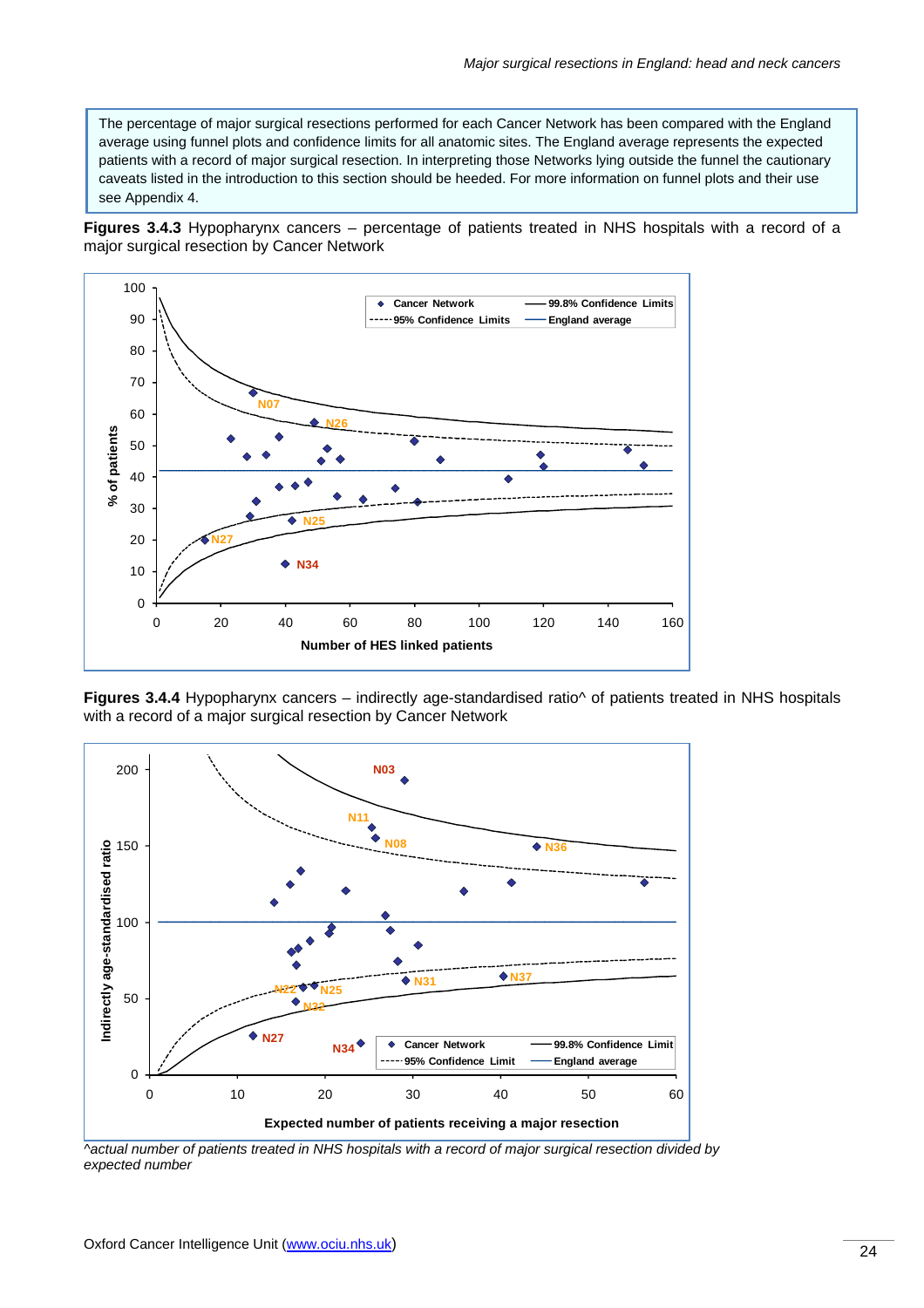The percentage of major surgical resections performed for each Cancer Network has been compared with the England average using funnel plots and confidence limits for all anatomic sites. The England average represents the expected patients with a record of major surgical resection. In interpreting those Networks lying outside the funnel the cautionary caveats listed in the introduction to this section should be heeded. For more information on funnel plots and their use see Appendix 4.

**Figures 3.4.3** Hypopharynx cancers – percentage of patients treated in NHS hospitals with a record of a major surgical resection by Cancer Network

**Figures 3.4.4** Hypopharynx cancers – indirectly age-standardised ratio^ of patients treated in NHS hospitals with a record of a major surgical resection by Cancer Network

*^actual number of patients treated in NHS hospitals with a record of major surgical resection divided by expected number*

Oxford Cancer Intelligence Unit (www.ociu.nhs.uk)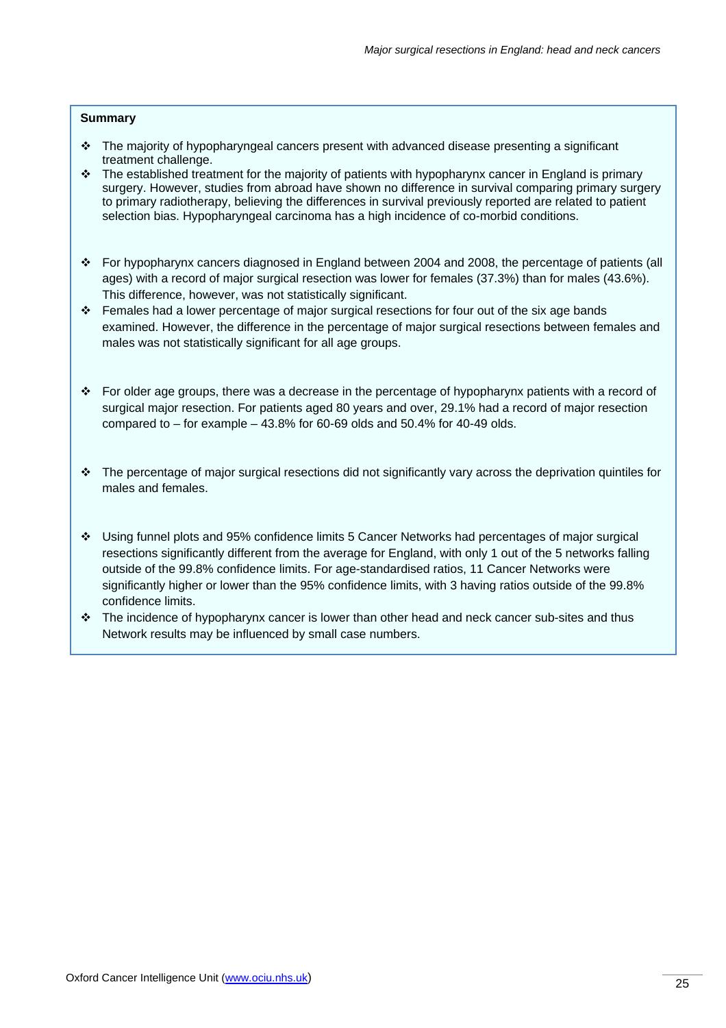**Summary**

- The majority of hypopharyngeal cancers present with advanced disease presenting a significant treatment challenge.
- The established treatment for the majority of patients with hypopharynx cancer in England is primary surgery. However, studies from abroad have shown no difference in survival comparing primary surgery to primary radiotherapy, believing the differences in survival previously reported are related to patient selection bias. Hypopharyngeal carcinoma has a high incidence of co-morbid conditions.

- For hypopharynx cancers diagnosed in England between 2004 and 2008, the percentage of patients (all ages) with a record of major surgical resection was lower for females (37.3%) than for males (43.6%). This difference, however, was not statistically significant.
- Females had a lower percentage of major surgical resections for four out of the six age bands examined. However, the difference in the percentage of major surgical resections between females and males was not statistically significant for all age groups.

- For older age groups, there was a decrease in the percentage of hypopharynx patients with a record of surgical major resection. For patients aged 80 years and over, 29.1% had a record of major resection compared to – for example – 43.8% for 60-69 olds and 50.4% for 40-49 olds.

- The percentage of major surgical resections did not significantly vary across the deprivation quintiles for males and females.

- Using funnel plots and 95% confidence limits 5 Cancer Networks had percentages of major surgical resections significantly different from the average for England, with only 1 out of the 5 networks falling outside of the 99.8% confidence limits. For age-standardised ratios, 11 Cancer Networks were significantly higher or lower than the 95% confidence limits, with 3 having ratios outside of the 99.8% confidence limits.
- The incidence of hypopharynx cancer is lower than other head and neck cancer sub-sites and thus Network results may be influenced by small case numbers.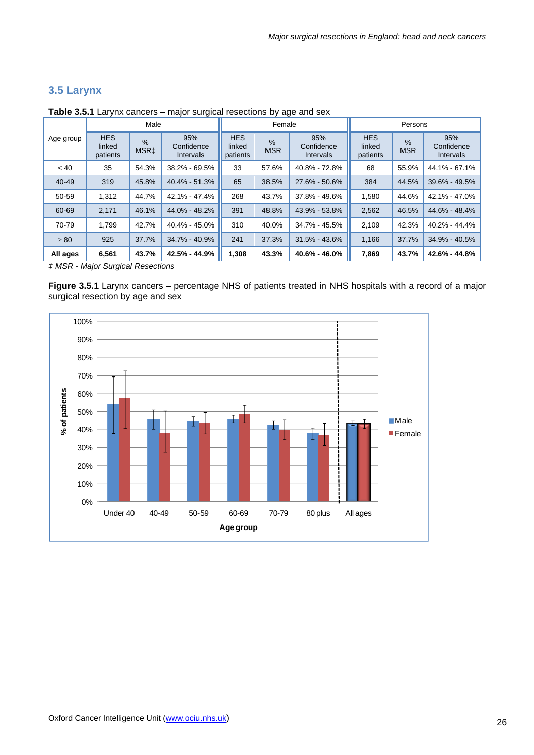## 3.5 Larynx

**Table 3.5.1** Larynx cancers – major surgical resections by age and sex

| Age group | Male | | | Female | | | Persons | | |
|---|---|---|---|---|---|---|---|---|---|
| | HES linked patients | % MSR‡ | 95% Confidence Intervals | HES linked patients | % MSR | 95% Confidence Intervals | HES linked patients | % MSR | 95% Confidence Intervals |
| < 40 | 35 | 54.3% | 38.2% - 69.5% | 33 | 57.6% | 40.8% - 72.8% | 68 | 55.9% | 44.1% - 67.1% |
| 40-49 | 319 | 45.8% | 40.4% - 51.3% | 65 | 38.5% | 27.6% - 50.6% | 384 | 44.5% | 39.6% - 49.5% |
| 50-59 | 1,312 | 44.7% | 42.1% - 47.4% | 268 | 43.7% | 37.8% - 49.6% | 1,580 | 44.6% | 42.1% - 47.0% |
| 60-69 | 2,171 | 46.1% | 44.0% - 48.2% | 391 | 48.8% | 43.9% - 53.8% | 2,562 | 46.5% | 44.6% - 48.4% |
| 70-79 | 1,799 | 42.7% | 40.4% - 45.0% | 310 | 40.0% | 34.7% - 45.5% | 2,109 | 42.3% | 40.2% - 44.4% |
| ≥ 80 | 925 | 37.7% | 34.7% - 40.9% | 241 | 37.3% | 31.5% - 43.6% | 1,166 | 37.7% | 34.9% - 40.5% |
| **All ages** | **6,561** | **43.7%** | **42.5% - 44.9%** | **1,308** | **43.3%** | **40.6% - 46.0%** | **7,869** | **43.7%** | **42.6% - 44.8%** |

*‡ MSR - Major Surgical Resections*

**Figure 3.5.1** Larynx cancers – percentage NHS of patients treated in NHS hospitals with a record of a major surgical resection by age and sex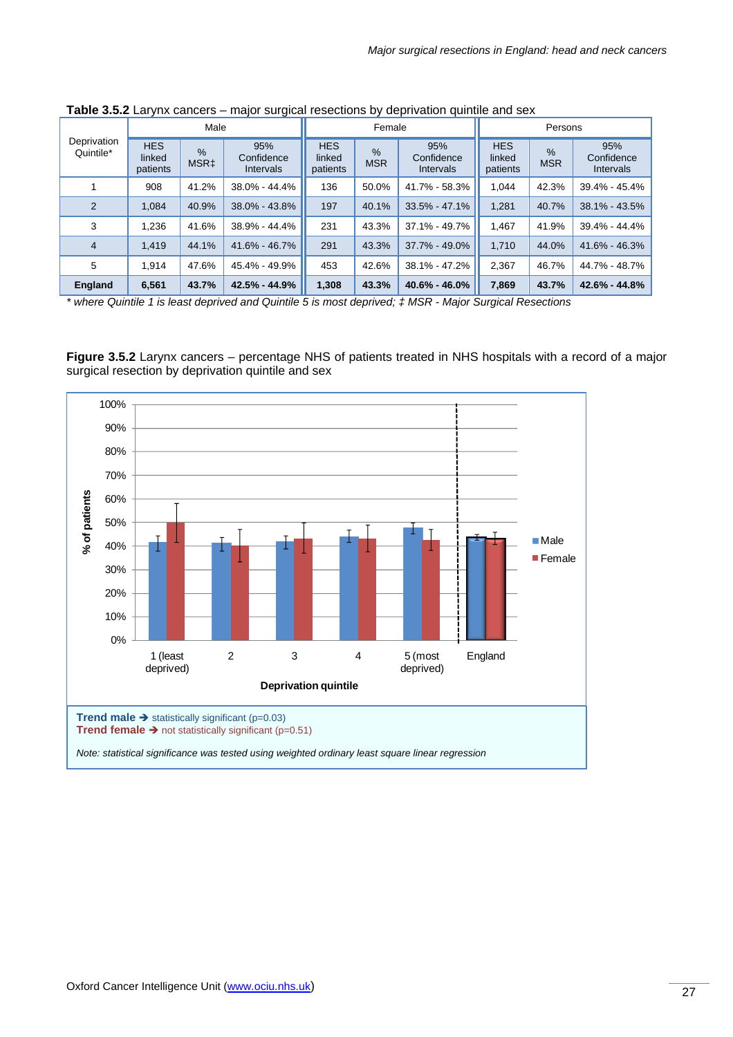**Table 3.5.2** Larynx cancers – major surgical resections by deprivation quintile and sex

| Deprivation Quintile* | Male | | | Female | | | Persons | | |
|---|---|---|---|---|---|---|---|---|---|
| | HES linked patients | % MSR‡ | 95% Confidence Intervals | HES linked patients | % MSR | 95% Confidence Intervals | HES linked patients | % MSR | 95% Confidence Intervals |
| 1 | 908 | 41.2% | 38.0% - 44.4% | 136 | 50.0% | 41.7% - 58.3% | 1,044 | 42.3% | 39.4% - 45.4% |
| 2 | 1,084 | 40.9% | 38.0% - 43.8% | 197 | 40.1% | 33.5% - 47.1% | 1,281 | 40.7% | 38.1% - 43.5% |
| 3 | 1,236 | 41.6% | 38.9% - 44.4% | 231 | 43.3% | 37.1% - 49.7% | 1,467 | 41.9% | 39.4% - 44.4% |
| 4 | 1,419 | 44.1% | 41.6% - 46.7% | 291 | 43.3% | 37.7% - 49.0% | 1,710 | 44.0% | 41.6% - 46.3% |
| 5 | 1,914 | 47.6% | 45.4% - 49.9% | 453 | 42.6% | 38.1% - 47.2% | 2,367 | 46.7% | 44.7% - 48.7% |
| **England** | **6,561** | **43.7%** | **42.5% - 44.9%** | **1,308** | **43.3%** | **40.6% - 46.0%** | **7,869** | **43.7%** | **42.6% - 44.8%** |

*\* where Quintile 1 is least deprived and Quintile 5 is most deprived; ‡ MSR - Major Surgical Resections*

**Figure 3.5.2** Larynx cancers – percentage NHS of patients treated in NHS hospitals with a record of a major surgical resection by deprivation quintile and sex

**Trend male ➔** statistically significant (p=0.03)
**Trend female ➔** not statistically significant (p=0.51)

*Note: statistical significance was tested using weighted ordinary least square linear regression*

Oxford Cancer Intelligence Unit (www.ociu.nhs.uk)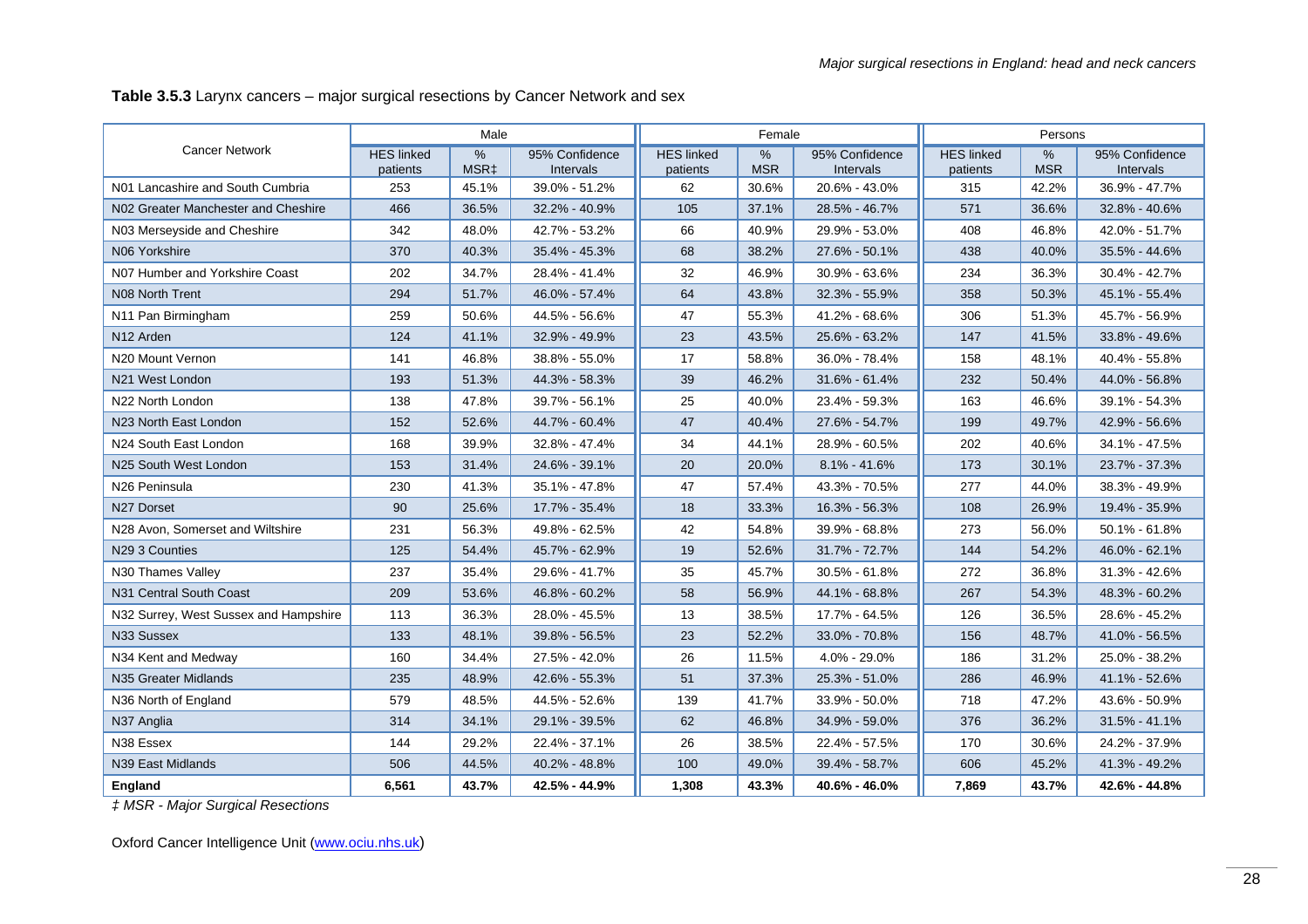**Table 3.5.3** Larynx cancers – major surgical resections by Cancer Network and sex

| Cancer Network | Male | | | Female | | | Persons | | |
|---|---|---|---|---|---|---|---|---|---|
| | HES linked patients | % MSR‡ | 95% Confidence Intervals | HES linked patients | % MSR | 95% Confidence Intervals | HES linked patients | % MSR | 95% Confidence Intervals |
| N01 Lancashire and South Cumbria | 253 | 45.1% | 39.0% - 51.2% | 62 | 30.6% | 20.6% - 43.0% | 315 | 42.2% | 36.9% - 47.7% |
| N02 Greater Manchester and Cheshire | 466 | 36.5% | 32.2% - 40.9% | 105 | 37.1% | 28.5% - 46.7% | 571 | 36.6% | 32.8% - 40.6% |
| N03 Merseyside and Cheshire | 342 | 48.0% | 42.7% - 53.2% | 66 | 40.9% | 29.9% - 53.0% | 408 | 46.8% | 42.0% - 51.7% |
| N06 Yorkshire | 370 | 40.3% | 35.4% - 45.3% | 68 | 38.2% | 27.6% - 50.1% | 438 | 40.0% | 35.5% - 44.6% |
| N07 Humber and Yorkshire Coast | 202 | 34.7% | 28.4% - 41.4% | 32 | 46.9% | 30.9% - 63.6% | 234 | 36.3% | 30.4% - 42.7% |
| N08 North Trent | 294 | 51.7% | 46.0% - 57.4% | 64 | 43.8% | 32.3% - 55.9% | 358 | 50.3% | 45.1% - 55.4% |
| N11 Pan Birmingham | 259 | 50.6% | 44.5% - 56.6% | 47 | 55.3% | 41.2% - 68.6% | 306 | 51.3% | 45.7% - 56.9% |
| N12 Arden | 124 | 41.1% | 32.9% - 49.9% | 23 | 43.5% | 25.6% - 63.2% | 147 | 41.5% | 33.8% - 49.6% |
| N20 Mount Vernon | 141 | 46.8% | 38.8% - 55.0% | 17 | 58.8% | 36.0% - 78.4% | 158 | 48.1% | 40.4% - 55.8% |
| N21 West London | 193 | 51.3% | 44.3% - 58.3% | 39 | 46.2% | 31.6% - 61.4% | 232 | 50.4% | 44.0% - 56.8% |
| N22 North London | 138 | 47.8% | 39.7% - 56.1% | 25 | 40.0% | 23.4% - 59.3% | 163 | 46.6% | 39.1% - 54.3% |
| N23 North East London | 152 | 52.6% | 44.7% - 60.4% | 47 | 40.4% | 27.6% - 54.7% | 199 | 49.7% | 42.9% - 56.6% |
| N24 South East London | 168 | 39.9% | 32.8% - 47.4% | 34 | 44.1% | 28.9% - 60.5% | 202 | 40.6% | 34.1% - 47.5% |
| N25 South West London | 153 | 31.4% | 24.6% - 39.1% | 20 | 20.0% | 8.1% - 41.6% | 173 | 30.1% | 23.7% - 37.3% |
| N26 Peninsula | 230 | 41.3% | 35.1% - 47.8% | 47 | 57.4% | 43.3% - 70.5% | 277 | 44.0% | 38.3% - 49.9% |
| N27 Dorset | 90 | 25.6% | 17.7% - 35.4% | 18 | 33.3% | 16.3% - 56.3% | 108 | 26.9% | 19.4% - 35.9% |
| N28 Avon, Somerset and Wiltshire | 231 | 56.3% | 49.8% - 62.5% | 42 | 54.8% | 39.9% - 68.8% | 273 | 56.0% | 50.1% - 61.8% |
| N29 3 Counties | 125 | 54.4% | 45.7% - 62.9% | 19 | 52.6% | 31.7% - 72.7% | 144 | 54.2% | 46.0% - 62.1% |
| N30 Thames Valley | 237 | 35.4% | 29.6% - 41.7% | 35 | 45.7% | 30.5% - 61.8% | 272 | 36.8% | 31.3% - 42.6% |
| N31 Central South Coast | 209 | 53.6% | 46.8% - 60.2% | 58 | 56.9% | 44.1% - 68.8% | 267 | 54.3% | 48.3% - 60.2% |
| N32 Surrey, West Sussex and Hampshire | 113 | 36.3% | 28.0% - 45.5% | 13 | 38.5% | 17.7% - 64.5% | 126 | 36.5% | 28.6% - 45.2% |
| N33 Sussex | 133 | 48.1% | 39.8% - 56.5% | 23 | 52.2% | 33.0% - 70.8% | 156 | 48.7% | 41.0% - 56.5% |
| N34 Kent and Medway | 160 | 34.4% | 27.5% - 42.0% | 26 | 11.5% | 4.0% - 29.0% | 186 | 31.2% | 25.0% - 38.2% |
| N35 Greater Midlands | 235 | 48.9% | 42.6% - 55.3% | 51 | 37.3% | 25.3% - 51.0% | 286 | 46.9% | 41.1% - 52.6% |
| N36 North of England | 579 | 48.5% | 44.5% - 52.6% | 139 | 41.7% | 33.9% - 50.0% | 718 | 47.2% | 43.6% - 50.9% |
| N37 Anglia | 314 | 34.1% | 29.1% - 39.5% | 62 | 46.8% | 34.9% - 59.0% | 376 | 36.2% | 31.5% - 41.1% |
| N38 Essex | 144 | 29.2% | 22.4% - 37.1% | 26 | 38.5% | 22.4% - 57.5% | 170 | 30.6% | 24.2% - 37.9% |
| N39 East Midlands | 506 | 44.5% | 40.2% - 48.8% | 100 | 49.0% | 39.4% - 58.7% | 606 | 45.2% | 41.3% - 49.2% |
| **England** | **6,561** | **43.7%** | **42.5% - 44.9%** | **1,308** | **43.3%** | **40.6% - 46.0%** | **7,869** | **43.7%** | **42.6% - 44.8%** |

*‡ MSR - Major Surgical Resections*

Oxford Cancer Intelligence Unit (www.ociu.nhs.uk)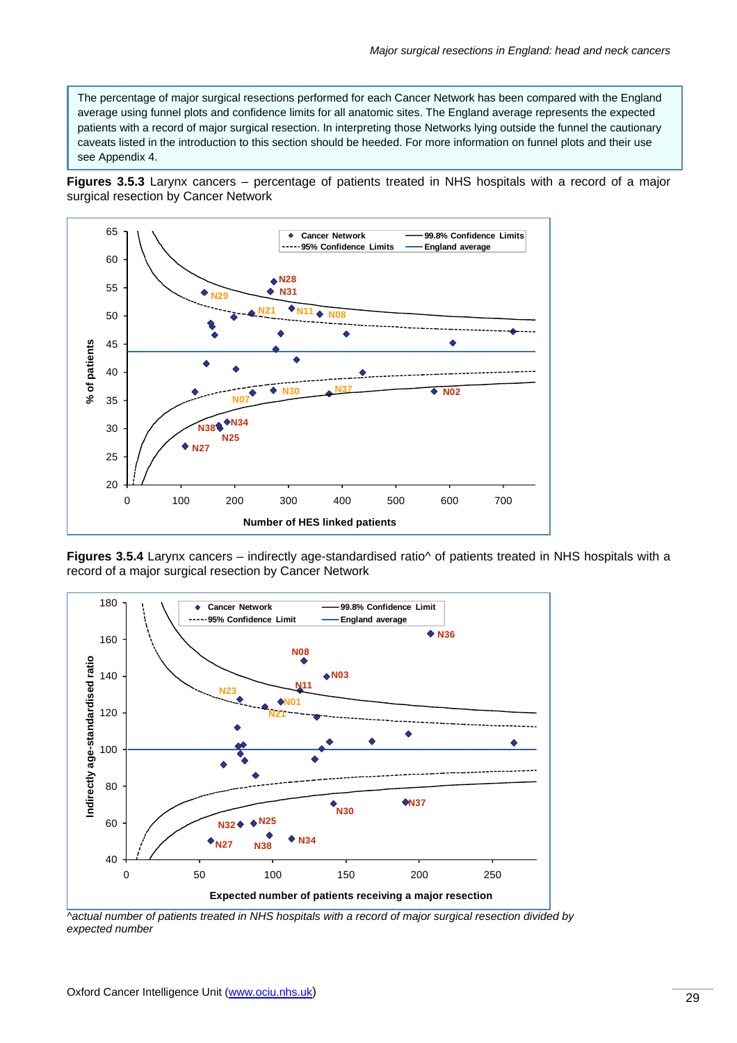The percentage of major surgical resections performed for each Cancer Network has been compared with the England average using funnel plots and confidence limits for all anatomic sites. The England average represents the expected patients with a record of major surgical resection. In interpreting those Networks lying outside the funnel the cautionary caveats listed in the introduction to this section should be heeded. For more information on funnel plots and their use see Appendix 4.

**Figures 3.5.3** Larynx cancers – percentage of patients treated in NHS hospitals with a record of a major surgical resection by Cancer Network

**Figures 3.5.4** Larynx cancers – indirectly age-standardised ratio^ of patients treated in NHS hospitals with a record of a major surgical resection by Cancer Network

*^actual number of patients treated in NHS hospitals with a record of major surgical resection divided by expected number*

Oxford Cancer Intelligence Unit (www.ociu.nhs.uk)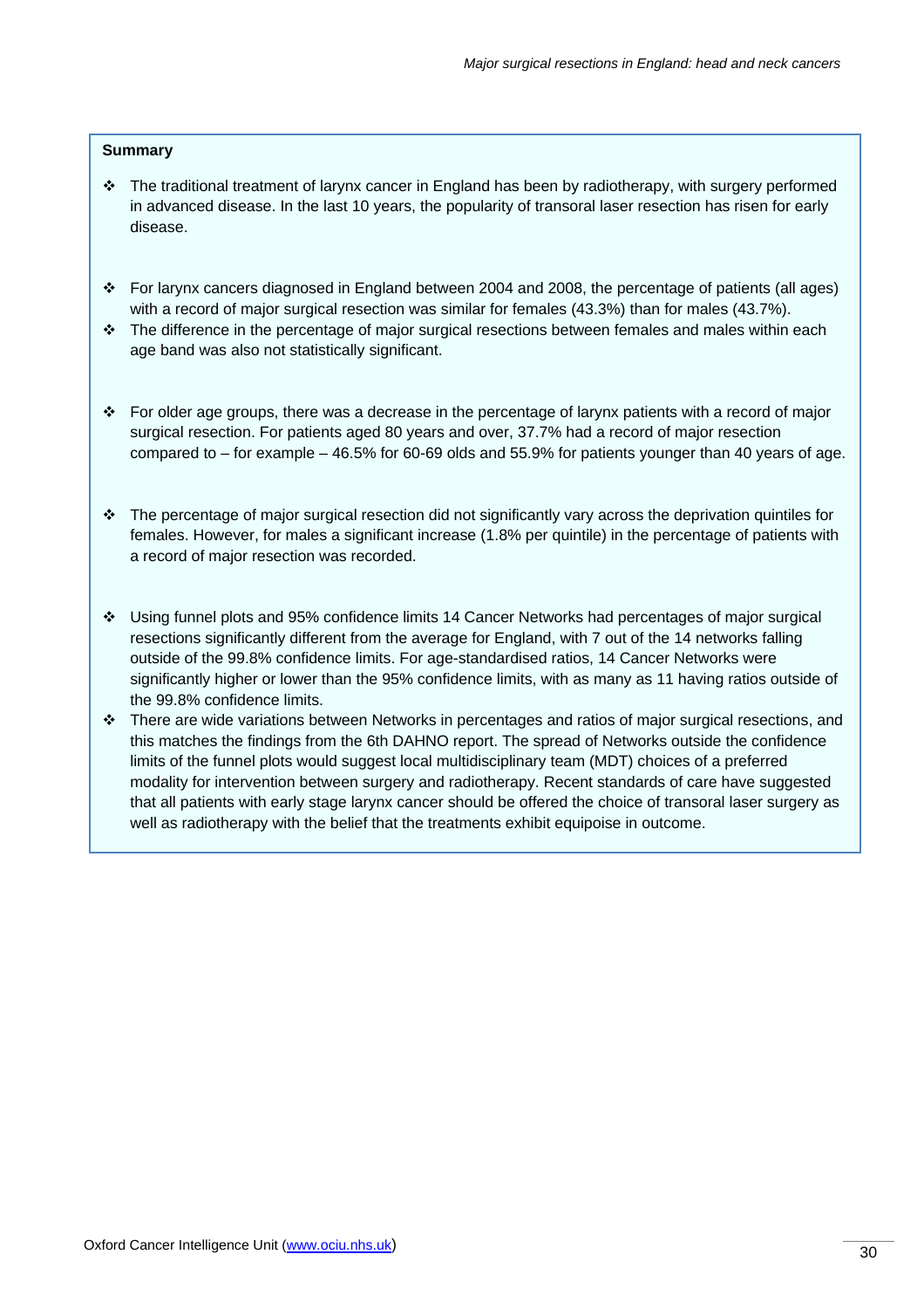**Summary**

- The traditional treatment of larynx cancer in England has been by radiotherapy, with surgery performed in advanced disease. In the last 10 years, the popularity of transoral laser resection has risen for early disease.

- For larynx cancers diagnosed in England between 2004 and 2008, the percentage of patients (all ages) with a record of major surgical resection was similar for females (43.3%) than for males (43.7%).
- The difference in the percentage of major surgical resections between females and males within each age band was also not statistically significant.

- For older age groups, there was a decrease in the percentage of larynx patients with a record of major surgical resection. For patients aged 80 years and over, 37.7% had a record of major resection compared to – for example – 46.5% for 60-69 olds and 55.9% for patients younger than 40 years of age.

- The percentage of major surgical resection did not significantly vary across the deprivation quintiles for females. However, for males a significant increase (1.8% per quintile) in the percentage of patients with a record of major resection was recorded.

- Using funnel plots and 95% confidence limits 14 Cancer Networks had percentages of major surgical resections significantly different from the average for England, with 7 out of the 14 networks falling outside of the 99.8% confidence limits. For age-standardised ratios, 14 Cancer Networks were significantly higher or lower than the 95% confidence limits, with as many as 11 having ratios outside of the 99.8% confidence limits.
- There are wide variations between Networks in percentages and ratios of major surgical resections, and this matches the findings from the 6th DAHNO report. The spread of Networks outside the confidence limits of the funnel plots would suggest local multidisciplinary team (MDT) choices of a preferred modality for intervention between surgery and radiotherapy. Recent standards of care have suggested that all patients with early stage larynx cancer should be offered the choice of transoral laser surgery as well as radiotherapy with the belief that the treatments exhibit equipoise in outcome.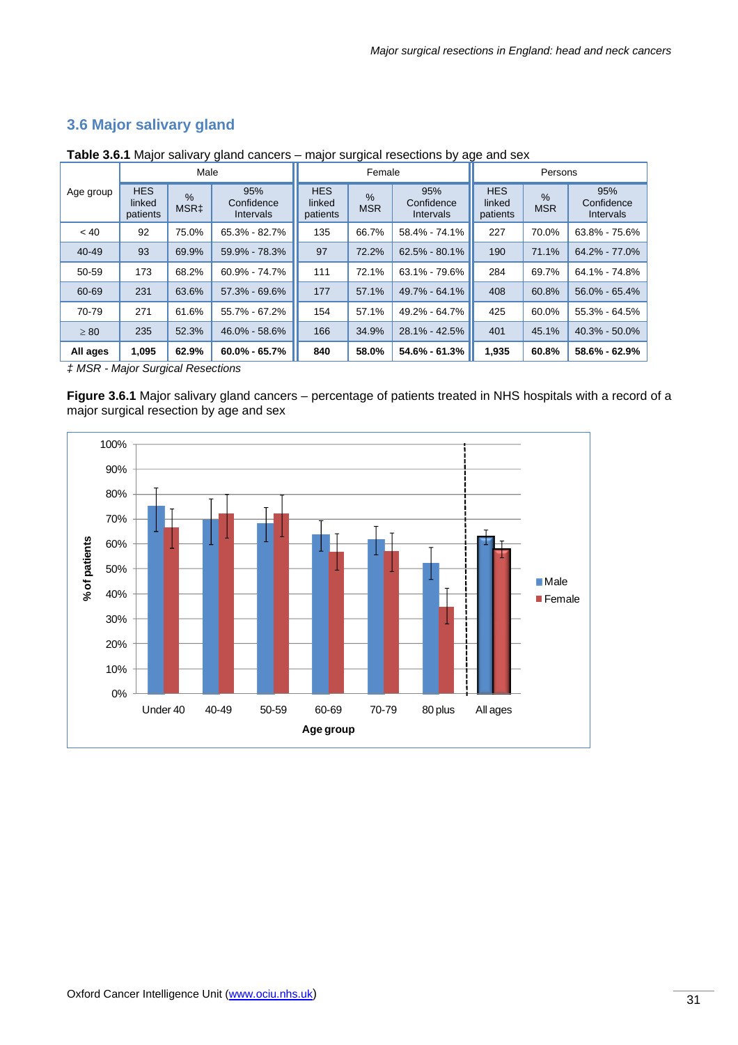## 3.6 Major salivary gland

**Table 3.6.1** Major salivary gland cancers – major surgical resections by age and sex

| Age group | Male | | | Female | | | Persons | | |
|---|---|---|---|---|---|---|---|---|---|
| | HES linked patients | % MSR‡ | 95% Confidence Intervals | HES linked patients | % MSR | 95% Confidence Intervals | HES linked patients | % MSR | 95% Confidence Intervals |
| < 40 | 92 | 75.0% | 65.3% - 82.7% | 135 | 66.7% | 58.4% - 74.1% | 227 | 70.0% | 63.8% - 75.6% |
| 40-49 | 93 | 69.9% | 59.9% - 78.3% | 97 | 72.2% | 62.5% - 80.1% | 190 | 71.1% | 64.2% - 77.0% |
| 50-59 | 173 | 68.2% | 60.9% - 74.7% | 111 | 72.1% | 63.1% - 79.6% | 284 | 69.7% | 64.1% - 74.8% |
| 60-69 | 231 | 63.6% | 57.3% - 69.6% | 177 | 57.1% | 49.7% - 64.1% | 408 | 60.8% | 56.0% - 65.4% |
| 70-79 | 271 | 61.6% | 55.7% - 67.2% | 154 | 57.1% | 49.2% - 64.7% | 425 | 60.0% | 55.3% - 64.5% |
| ≥ 80 | 235 | 52.3% | 46.0% - 58.6% | 166 | 34.9% | 28.1% - 42.5% | 401 | 45.1% | 40.3% - 50.0% |
| **All ages** | **1,095** | **62.9%** | **60.0% - 65.7%** | **840** | **58.0%** | **54.6% - 61.3%** | **1,935** | **60.8%** | **58.6% - 62.9%** |

*‡ MSR - Major Surgical Resections*

**Figure 3.6.1** Major salivary gland cancers – percentage of patients treated in NHS hospitals with a record of a major surgical resection by age and sex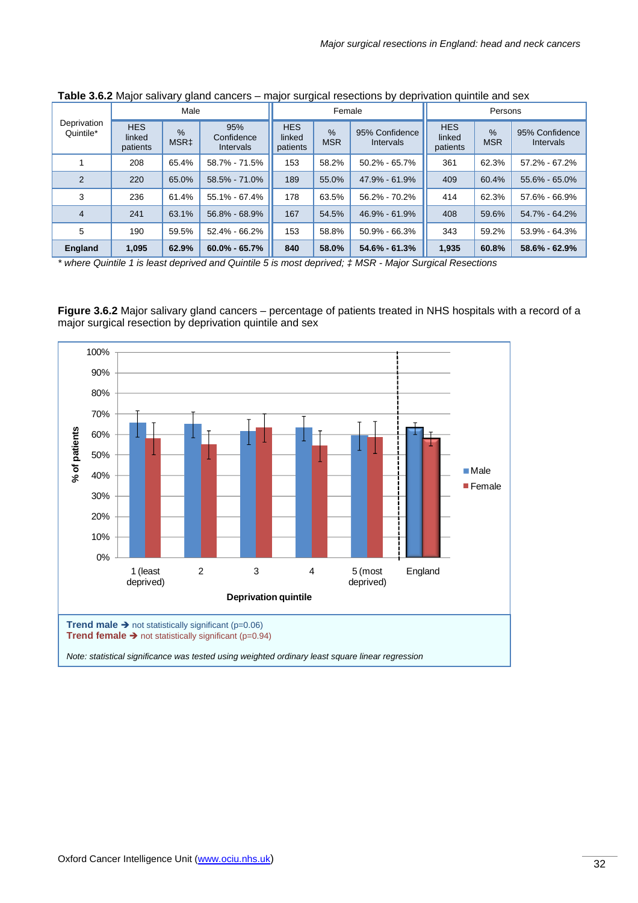**Table 3.6.2** Major salivary gland cancers – major surgical resections by deprivation quintile and sex

| Deprivation Quintile* | Male | | | Female | | | Persons | | |
|---|---|---|---|---|---|---|---|---|---|
| | HES linked patients | % MSR‡ | 95% Confidence Intervals | HES linked patients | % MSR | 95% Confidence Intervals | HES linked patients | % MSR | 95% Confidence Intervals |
| 1 | 208 | 65.4% | 58.7% - 71.5% | 153 | 58.2% | 50.2% - 65.7% | 361 | 62.3% | 57.2% - 67.2% |
| 2 | 220 | 65.0% | 58.5% - 71.0% | 189 | 55.0% | 47.9% - 61.9% | 409 | 60.4% | 55.6% - 65.0% |
| 3 | 236 | 61.4% | 55.1% - 67.4% | 178 | 63.5% | 56.2% - 70.2% | 414 | 62.3% | 57.6% - 66.9% |
| 4 | 241 | 63.1% | 56.8% - 68.9% | 167 | 54.5% | 46.9% - 61.9% | 408 | 59.6% | 54.7% - 64.2% |
| 5 | 190 | 59.5% | 52.4% - 66.2% | 153 | 58.8% | 50.9% - 66.3% | 343 | 59.2% | 53.9% - 64.3% |
| **England** | **1,095** | **62.9%** | **60.0% - 65.7%** | **840** | **58.0%** | **54.6% - 61.3%** | **1,935** | **60.8%** | **58.6% - 62.9%** |

*\* where Quintile 1 is least deprived and Quintile 5 is most deprived; ‡ MSR - Major Surgical Resections*

**Figure 3.6.2** Major salivary gland cancers – percentage of patients treated in NHS hospitals with a record of a major surgical resection by deprivation quintile and sex

**Trend male ➔** not statistically significant (p=0.06)
**Trend female ➔** not statistically significant (p=0.94)

*Note: statistical significance was tested using weighted ordinary least square linear regression*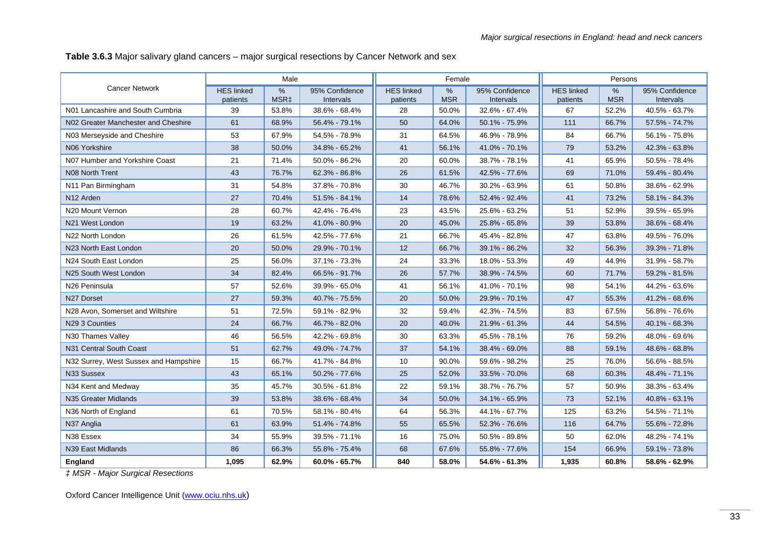**Table 3.6.3** Major salivary gland cancers – major surgical resections by Cancer Network and sex

| Cancer Network | Male | | | Female | | | Persons | | |
|---|---|---|---|---|---|---|---|---|---|
| | HES linked patients | % MSR‡ | 95% Confidence Intervals | HES linked patients | % MSR | 95% Confidence Intervals | HES linked patients | % MSR | 95% Confidence Intervals |
| N01 Lancashire and South Cumbria | 39 | 53.8% | 38.6% - 68.4% | 28 | 50.0% | 32.6% - 67.4% | 67 | 52.2% | 40.5% - 63.7% |
| N02 Greater Manchester and Cheshire | 61 | 68.9% | 56.4% - 79.1% | 50 | 64.0% | 50.1% - 75.9% | 111 | 66.7% | 57.5% - 74.7% |
| N03 Merseyside and Cheshire | 53 | 67.9% | 54.5% - 78.9% | 31 | 64.5% | 46.9% - 78.9% | 84 | 66.7% | 56.1% - 75.8% |
| N06 Yorkshire | 38 | 50.0% | 34.8% - 65.2% | 41 | 56.1% | 41.0% - 70.1% | 79 | 53.2% | 42.3% - 63.8% |
| N07 Humber and Yorkshire Coast | 21 | 71.4% | 50.0% - 86.2% | 20 | 60.0% | 38.7% - 78.1% | 41 | 65.9% | 50.5% - 78.4% |
| N08 North Trent | 43 | 76.7% | 62.3% - 86.8% | 26 | 61.5% | 42.5% - 77.6% | 69 | 71.0% | 59.4% - 80.4% |
| N11 Pan Birmingham | 31 | 54.8% | 37.8% - 70.8% | 30 | 46.7% | 30.2% - 63.9% | 61 | 50.8% | 38.6% - 62.9% |
| N12 Arden | 27 | 70.4% | 51.5% - 84.1% | 14 | 78.6% | 52.4% - 92.4% | 41 | 73.2% | 58.1% - 84.3% |
| N20 Mount Vernon | 28 | 60.7% | 42.4% - 76.4% | 23 | 43.5% | 25.6% - 63.2% | 51 | 52.9% | 39.5% - 65.9% |
| N21 West London | 19 | 63.2% | 41.0% - 80.9% | 20 | 45.0% | 25.8% - 65.8% | 39 | 53.8% | 38.6% - 68.4% |
| N22 North London | 26 | 61.5% | 42.5% - 77.6% | 21 | 66.7% | 45.4% - 82.8% | 47 | 63.8% | 49.5% - 76.0% |
| N23 North East London | 20 | 50.0% | 29.9% - 70.1% | 12 | 66.7% | 39.1% - 86.2% | 32 | 56.3% | 39.3% - 71.8% |
| N24 South East London | 25 | 56.0% | 37.1% - 73.3% | 24 | 33.3% | 18.0% - 53.3% | 49 | 44.9% | 31.9% - 58.7% |
| N25 South West London | 34 | 82.4% | 66.5% - 91.7% | 26 | 57.7% | 38.9% - 74.5% | 60 | 71.7% | 59.2% - 81.5% |
| N26 Peninsula | 57 | 52.6% | 39.9% - 65.0% | 41 | 56.1% | 41.0% - 70.1% | 98 | 54.1% | 44.2% - 63.6% |
| N27 Dorset | 27 | 59.3% | 40.7% - 75.5% | 20 | 50.0% | 29.9% - 70.1% | 47 | 55.3% | 41.2% - 68.6% |
| N28 Avon, Somerset and Wiltshire | 51 | 72.5% | 59.1% - 82.9% | 32 | 59.4% | 42.3% - 74.5% | 83 | 67.5% | 56.8% - 76.6% |
| N29 3 Counties | 24 | 66.7% | 46.7% - 82.0% | 20 | 40.0% | 21.9% - 61.3% | 44 | 54.5% | 40.1% - 68.3% |
| N30 Thames Valley | 46 | 56.5% | 42.2% - 69.8% | 30 | 63.3% | 45.5% - 78.1% | 76 | 59.2% | 48.0% - 69.6% |
| N31 Central South Coast | 51 | 62.7% | 49.0% - 74.7% | 37 | 54.1% | 38.4% - 69.0% | 88 | 59.1% | 48.6% - 68.8% |
| N32 Surrey, West Sussex and Hampshire | 15 | 66.7% | 41.7% - 84.8% | 10 | 90.0% | 59.6% - 98.2% | 25 | 76.0% | 56.6% - 88.5% |
| N33 Sussex | 43 | 65.1% | 50.2% - 77.6% | 25 | 52.0% | 33.5% - 70.0% | 68 | 60.3% | 48.4% - 71.1% |
| N34 Kent and Medway | 35 | 45.7% | 30.5% - 61.8% | 22 | 59.1% | 38.7% - 76.7% | 57 | 50.9% | 38.3% - 63.4% |
| N35 Greater Midlands | 39 | 53.8% | 38.6% - 68.4% | 34 | 50.0% | 34.1% - 65.9% | 73 | 52.1% | 40.8% - 63.1% |
| N36 North of England | 61 | 70.5% | 58.1% - 80.4% | 64 | 56.3% | 44.1% - 67.7% | 125 | 63.2% | 54.5% - 71.1% |
| N37 Anglia | 61 | 63.9% | 51.4% - 74.8% | 55 | 65.5% | 52.3% - 76.6% | 116 | 64.7% | 55.6% - 72.8% |
| N38 Essex | 34 | 55.9% | 39.5% - 71.1% | 16 | 75.0% | 50.5% - 89.8% | 50 | 62.0% | 48.2% - 74.1% |
| N39 East Midlands | 86 | 66.3% | 55.8% - 75.4% | 68 | 67.6% | 55.8% - 77.6% | 154 | 66.9% | 59.1% - 73.8% |
| **England** | **1,095** | **62.9%** | **60.0% - 65.7%** | **840** | **58.0%** | **54.6% - 61.3%** | **1,935** | **60.8%** | **58.6% - 62.9%** |

*‡ MSR - Major Surgical Resections*

Oxford Cancer Intelligence Unit (www.ociu.nhs.uk)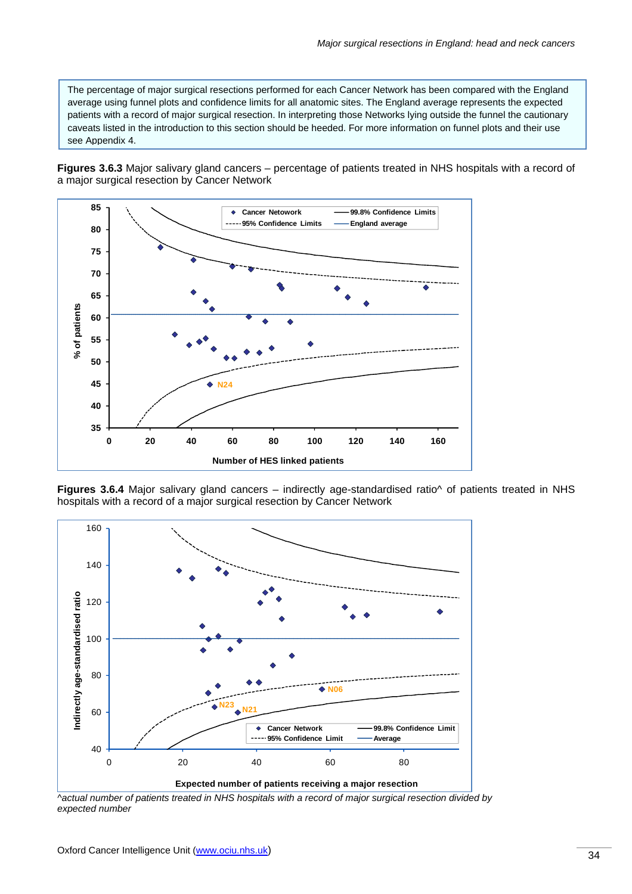The percentage of major surgical resections performed for each Cancer Network has been compared with the England average using funnel plots and confidence limits for all anatomic sites. The England average represents the expected patients with a record of major surgical resection. In interpreting those Networks lying outside the funnel the cautionary caveats listed in the introduction to this section should be heeded. For more information on funnel plots and their use see Appendix 4.

**Figures 3.6.3** Major salivary gland cancers – percentage of patients treated in NHS hospitals with a record of a major surgical resection by Cancer Network

**Figures 3.6.4** Major salivary gland cancers – indirectly age-standardised ratio^ of patients treated in NHS hospitals with a record of a major surgical resection by Cancer Network

*^actual number of patients treated in NHS hospitals with a record of major surgical resection divided by expected number*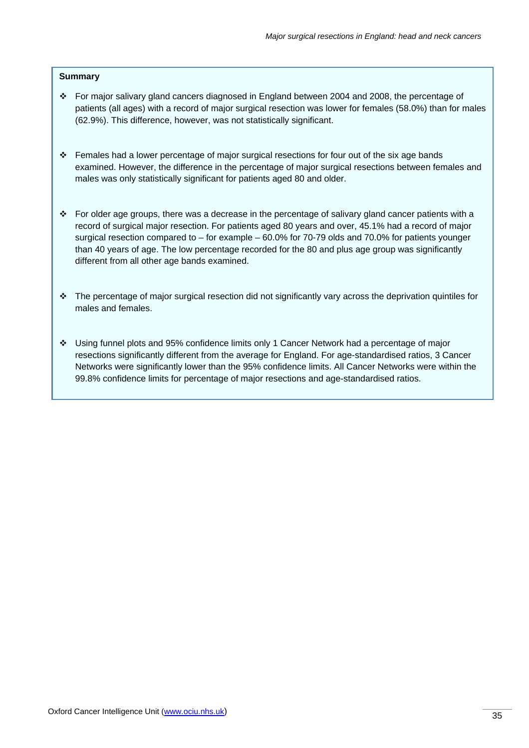**Summary**

- For major salivary gland cancers diagnosed in England between 2004 and 2008, the percentage of patients (all ages) with a record of major surgical resection was lower for females (58.0%) than for males (62.9%). This difference, however, was not statistically significant.

- Females had a lower percentage of major surgical resections for four out of the six age bands examined. However, the difference in the percentage of major surgical resections between females and males was only statistically significant for patients aged 80 and older.

- For older age groups, there was a decrease in the percentage of salivary gland cancer patients with a record of surgical major resection. For patients aged 80 years and over, 45.1% had a record of major surgical resection compared to – for example – 60.0% for 70-79 olds and 70.0% for patients younger than 40 years of age. The low percentage recorded for the 80 and plus age group was significantly different from all other age bands examined.

- The percentage of major surgical resection did not significantly vary across the deprivation quintiles for males and females.

- Using funnel plots and 95% confidence limits only 1 Cancer Network had a percentage of major resections significantly different from the average for England. For age-standardised ratios, 3 Cancer Networks were significantly lower than the 95% confidence limits. All Cancer Networks were within the 99.8% confidence limits for percentage of major resections and age-standardised ratios.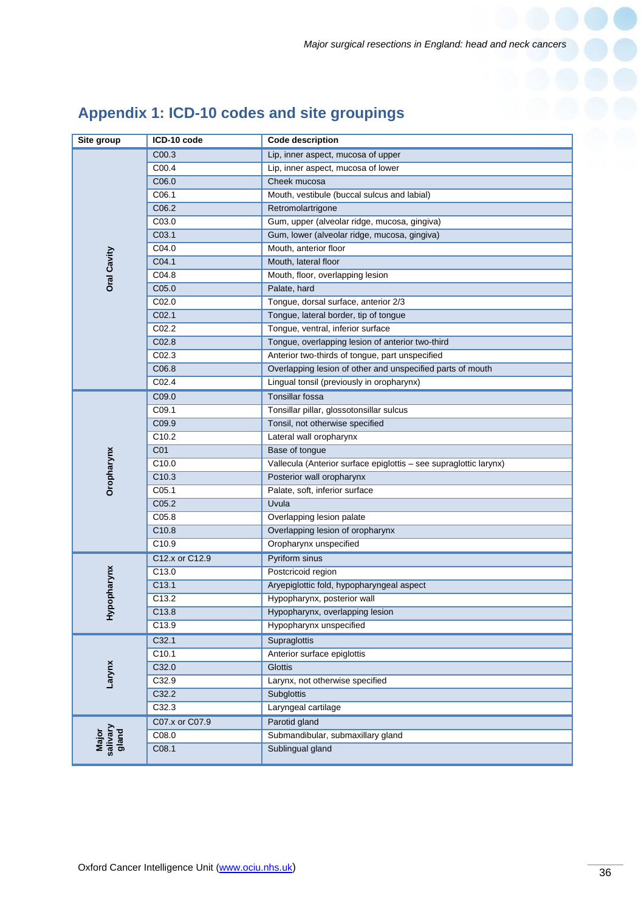# Appendix 1: ICD-10 codes and site groupings

| Site group | ICD-10 code | Code description |
|---|---|---|
| Oral Cavity | C00.3 | Lip, inner aspect, mucosa of upper |
| | C00.4 | Lip, inner aspect, mucosa of lower |
| | C06.0 | Cheek mucosa |
| | C06.1 | Mouth, vestibule (buccal sulcus and labial) |
| | C06.2 | Retromolartrigone |
| | C03.0 | Gum, upper (alveolar ridge, mucosa, gingiva) |
| | C03.1 | Gum, lower (alveolar ridge, mucosa, gingiva) |
| | C04.0 | Mouth, anterior floor |
| | C04.1 | Mouth, lateral floor |
| | C04.8 | Mouth, floor, overlapping lesion |
| | C05.0 | Palate, hard |
| | C02.0 | Tongue, dorsal surface, anterior 2/3 |
| | C02.1 | Tongue, lateral border, tip of tongue |
| | C02.2 | Tongue, ventral, inferior surface |
| | C02.8 | Tongue, overlapping lesion of anterior two-third |
| | C02.3 | Anterior two-thirds of tongue, part unspecified |
| | C06.8 | Overlapping lesion of other and unspecified parts of mouth |
| | C02.4 | Lingual tonsil (previously in oropharynx) |
| Oropharynx | C09.0 | Tonsillar fossa |
| | C09.1 | Tonsillar pillar, glossotonsillar sulcus |
| | C09.9 | Tonsil, not otherwise specified |
| | C10.2 | Lateral wall oropharynx |
| | C01 | Base of tongue |
| | C10.0 | Vallecula (Anterior surface epiglottis – see supraglottic larynx) |
| | C10.3 | Posterior wall oropharynx |
| | C05.1 | Palate, soft, inferior surface |
| | C05.2 | Uvula |
| | C05.8 | Overlapping lesion palate |
| | C10.8 | Overlapping lesion of oropharynx |
| | C10.9 | Oropharynx unspecified |
| Hypopharynx | C12.x or C12.9 | Pyriform sinus |
| | C13.0 | Postcricoid region |
| | C13.1 | Aryepiglottic fold, hypopharyngeal aspect |
| | C13.2 | Hypopharynx, posterior wall |
| | C13.8 | Hypopharynx, overlapping lesion |
| | C13.9 | Hypopharynx unspecified |
| Larynx | C32.1 | Supraglottis |
| | C10.1 | Anterior surface epiglottis |
| | C32.0 | Glottis |
| | C32.9 | Larynx, not otherwise specified |
| | C32.2 | Subglottis |
| | C32.3 | Laryngeal cartilage |
| Major salivary gland | C07.x or C07.9 | Parotid gland |
| | C08.0 | Submandibular, submaxillary gland |
| | C08.1 | Sublingual gland |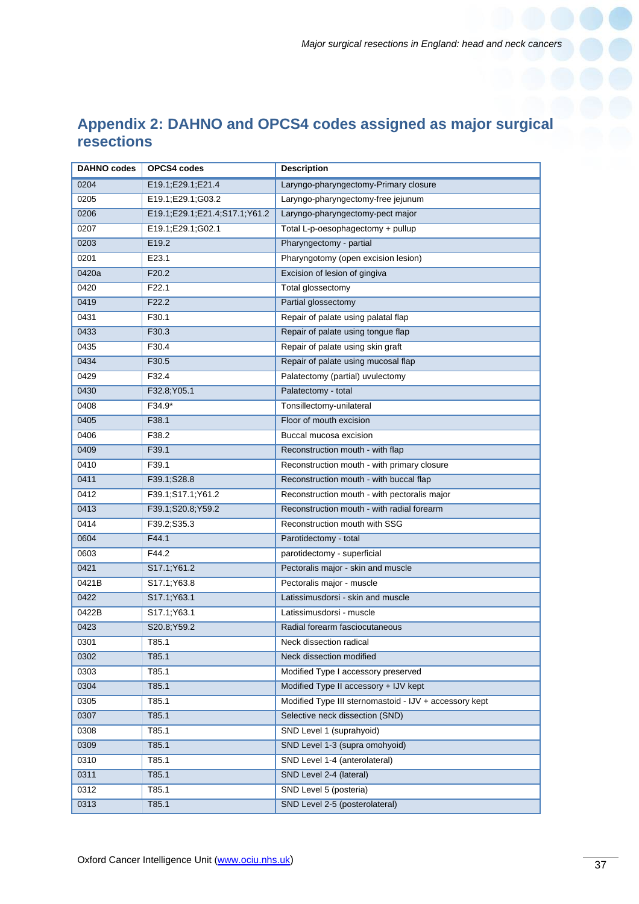## Appendix 2: DAHNO and OPCS4 codes assigned as major surgical resections

| DAHNO codes | OPCS4 codes | Description |
|---|---|---|
| 0204 | E19.1;E29.1;E21.4 | Laryngo-pharyngectomy-Primary closure |
| 0205 | E19.1;E29.1;G03.2 | Laryngo-pharyngectomy-free jejunum |
| 0206 | E19.1;E29.1;E21.4;S17.1;Y61.2 | Laryngo-pharyngectomy-pect major |
| 0207 | E19.1;E29.1;G02.1 | Total L-p-oesophagectomy + pullup |
| 0203 | E19.2 | Pharyngectomy - partial |
| 0201 | E23.1 | Pharyngotomy (open excision lesion) |
| 0420a | F20.2 | Excision of lesion of gingiva |
| 0420 | F22.1 | Total glossectomy |
| 0419 | F22.2 | Partial glossectomy |
| 0431 | F30.1 | Repair of palate using palatal flap |
| 0433 | F30.3 | Repair of palate using tongue flap |
| 0435 | F30.4 | Repair of palate using skin graft |
| 0434 | F30.5 | Repair of palate using mucosal flap |
| 0429 | F32.4 | Palatectomy (partial) uvulectomy |
| 0430 | F32.8;Y05.1 | Palatectomy - total |
| 0408 | F34.9* | Tonsillectomy-unilateral |
| 0405 | F38.1 | Floor of mouth excision |
| 0406 | F38.2 | Buccal mucosa excision |
| 0409 | F39.1 | Reconstruction mouth - with flap |
| 0410 | F39.1 | Reconstruction mouth - with primary closure |
| 0411 | F39.1;S28.8 | Reconstruction mouth - with buccal flap |
| 0412 | F39.1;S17.1;Y61.2 | Reconstruction mouth - with pectoralis major |
| 0413 | F39.1;S20.8;Y59.2 | Reconstruction mouth - with radial forearm |
| 0414 | F39.2;S35.3 | Reconstruction mouth with SSG |
| 0604 | F44.1 | Parotidectomy - total |
| 0603 | F44.2 | parotidectomy - superficial |
| 0421 | S17.1;Y61.2 | Pectoralis major - skin and muscle |
| 0421B | S17.1;Y63.8 | Pectoralis major - muscle |
| 0422 | S17.1;Y63.1 | Latissimusdorsi - skin and muscle |
| 0422B | S17.1;Y63.1 | Latissimusdorsi - muscle |
| 0423 | S20.8;Y59.2 | Radial forearm fasciocutaneous |
| 0301 | T85.1 | Neck dissection radical |
| 0302 | T85.1 | Neck dissection modified |
| 0303 | T85.1 | Modified Type I accessory preserved |
| 0304 | T85.1 | Modified Type II accessory + IJV kept |
| 0305 | T85.1 | Modified Type III sternomastoid - IJV + accessory kept |
| 0307 | T85.1 | Selective neck dissection (SND) |
| 0308 | T85.1 | SND Level 1 (suprahyoid) |
| 0309 | T85.1 | SND Level 1-3 (supra omohyoid) |
| 0310 | T85.1 | SND Level 1-4 (anterolateral) |
| 0311 | T85.1 | SND Level 2-4 (lateral) |
| 0312 | T85.1 | SND Level 5 (posteria) |
| 0313 | T85.1 | SND Level 2-5 (posterolateral) |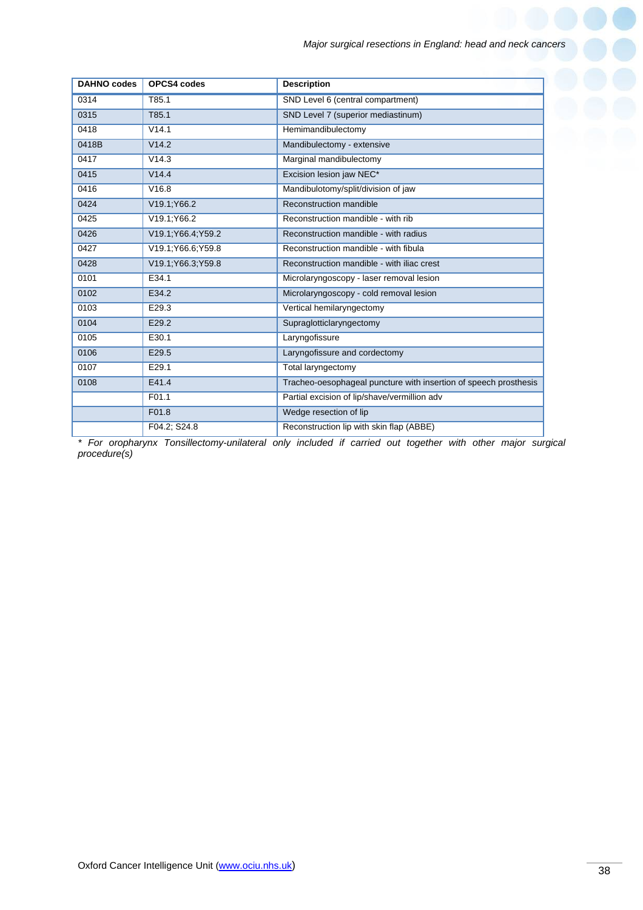| DAHNO codes | OPCS4 codes | Description |
|---|---|---|
| 0314 | T85.1 | SND Level 6 (central compartment) |
| 0315 | T85.1 | SND Level 7 (superior mediastinum) |
| 0418 | V14.1 | Hemimandibulectomy |
| 0418B | V14.2 | Mandibulectomy - extensive |
| 0417 | V14.3 | Marginal mandibulectomy |
| 0415 | V14.4 | Excision lesion jaw NEC* |
| 0416 | V16.8 | Mandibulotomy/split/division of jaw |
| 0424 | V19.1;Y66.2 | Reconstruction mandible |
| 0425 | V19.1;Y66.2 | Reconstruction mandible - with rib |
| 0426 | V19.1;Y66.4;Y59.2 | Reconstruction mandible - with radius |
| 0427 | V19.1;Y66.6;Y59.8 | Reconstruction mandible - with fibula |
| 0428 | V19.1;Y66.3;Y59.8 | Reconstruction mandible - with iliac crest |
| 0101 | E34.1 | Microlaryngoscopy - laser removal lesion |
| 0102 | E34.2 | Microlaryngoscopy - cold removal lesion |
| 0103 | E29.3 | Vertical hemilaryngectomy |
| 0104 | E29.2 | Supraglotticlaryngectomy |
| 0105 | E30.1 | Laryngofissure |
| 0106 | E29.5 | Laryngofissure and cordectomy |
| 0107 | E29.1 | Total laryngectomy |
| 0108 | E41.4 | Tracheo-oesophageal puncture with insertion of speech prosthesis |
| | F01.1 | Partial excision of lip/shave/vermillion adv |
| | F01.8 | Wedge resection of lip |
| | F04.2; S24.8 | Reconstruction lip with skin flap (ABBE) |

*\* For oropharynx Tonsillectomy-unilateral only included if carried out together with other major surgical procedure(s)*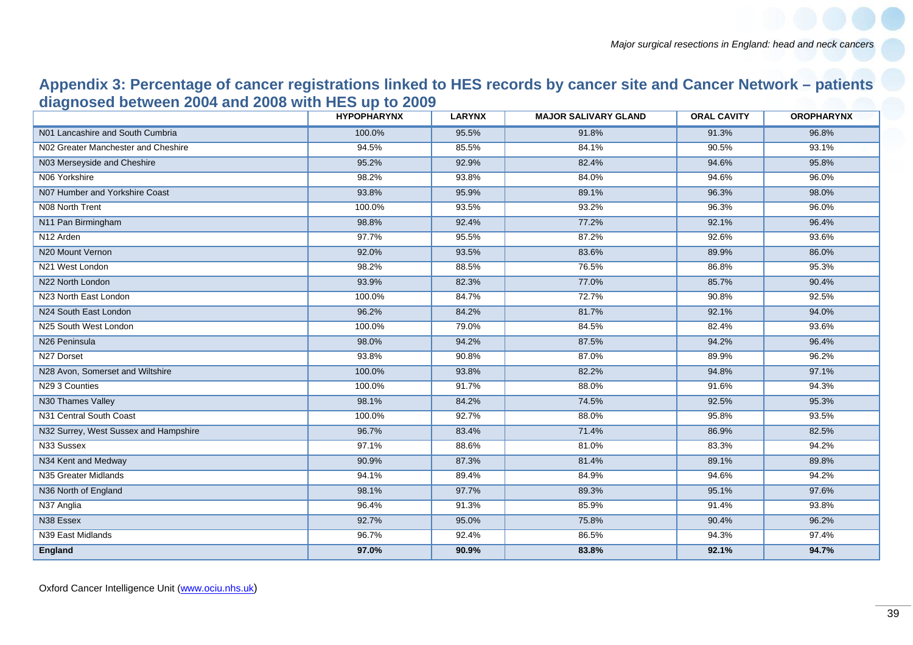## Appendix 3: Percentage of cancer registrations linked to HES records by cancer site and Cancer Network – patients diagnosed between 2004 and 2008 with HES up to 2009

| | HYPOPHARYNX | LARYNX | MAJOR SALIVARY GLAND | ORAL CAVITY | OROPHARYNX |
|---|---|---|---|---|---|
| N01 Lancashire and South Cumbria | 100.0% | 95.5% | 91.8% | 91.3% | 96.8% |
| N02 Greater Manchester and Cheshire | 94.5% | 85.5% | 84.1% | 90.5% | 93.1% |
| N03 Merseyside and Cheshire | 95.2% | 92.9% | 82.4% | 94.6% | 95.8% |
| N06 Yorkshire | 98.2% | 93.8% | 84.0% | 94.6% | 96.0% |
| N07 Humber and Yorkshire Coast | 93.8% | 95.9% | 89.1% | 96.3% | 98.0% |
| N08 North Trent | 100.0% | 93.5% | 93.2% | 96.3% | 96.0% |
| N11 Pan Birmingham | 98.8% | 92.4% | 77.2% | 92.1% | 96.4% |
| N12 Arden | 97.7% | 95.5% | 87.2% | 92.6% | 93.6% |
| N20 Mount Vernon | 92.0% | 93.5% | 83.6% | 89.9% | 86.0% |
| N21 West London | 98.2% | 88.5% | 76.5% | 86.8% | 95.3% |
| N22 North London | 93.9% | 82.3% | 77.0% | 85.7% | 90.4% |
| N23 North East London | 100.0% | 84.7% | 72.7% | 90.8% | 92.5% |
| N24 South East London | 96.2% | 84.2% | 81.7% | 92.1% | 94.0% |
| N25 South West London | 100.0% | 79.0% | 84.5% | 82.4% | 93.6% |
| N26 Peninsula | 98.0% | 94.2% | 87.5% | 94.2% | 96.4% |
| N27 Dorset | 93.8% | 90.8% | 87.0% | 89.9% | 96.2% |
| N28 Avon, Somerset and Wiltshire | 100.0% | 93.8% | 82.2% | 94.8% | 97.1% |
| N29 3 Counties | 100.0% | 91.7% | 88.0% | 91.6% | 94.3% |
| N30 Thames Valley | 98.1% | 84.2% | 74.5% | 92.5% | 95.3% |
| N31 Central South Coast | 100.0% | 92.7% | 88.0% | 95.8% | 93.5% |
| N32 Surrey, West Sussex and Hampshire | 96.7% | 83.4% | 71.4% | 86.9% | 82.5% |
| N33 Sussex | 97.1% | 88.6% | 81.0% | 83.3% | 94.2% |
| N34 Kent and Medway | 90.9% | 87.3% | 81.4% | 89.1% | 89.8% |
| N35 Greater Midlands | 94.1% | 89.4% | 84.9% | 94.6% | 94.2% |
| N36 North of England | 98.1% | 97.7% | 89.3% | 95.1% | 97.6% |
| N37 Anglia | 96.4% | 91.3% | 85.9% | 91.4% | 93.8% |
| N38 Essex | 92.7% | 95.0% | 75.8% | 90.4% | 96.2% |
| N39 East Midlands | 96.7% | 92.4% | 86.5% | 94.3% | 97.4% |
| **England** | **97.0%** | **90.9%** | **83.8%** | **92.1%** | **94.7%** |

Oxford Cancer Intelligence Unit (www.ociu.nhs.uk)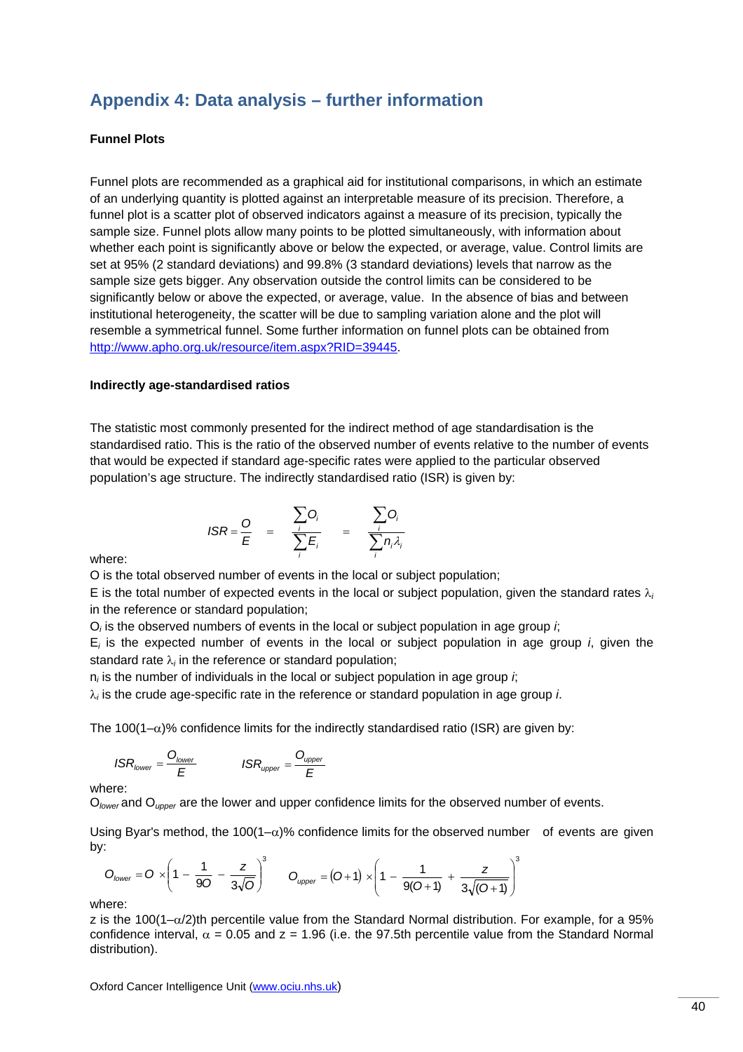## Appendix 4: Data analysis – further information

**Funnel Plots**

Funnel plots are recommended as a graphical aid for institutional comparisons, in which an estimate of an underlying quantity is plotted against an interpretable measure of its precision. Therefore, a funnel plot is a scatter plot of observed indicators against a measure of its precision, typically the sample size. Funnel plots allow many points to be plotted simultaneously, with information about whether each point is significantly above or below the expected, or average, value. Control limits are set at 95% (2 standard deviations) and 99.8% (3 standard deviations) levels that narrow as the sample size gets bigger. Any observation outside the control limits can be considered to be significantly below or above the expected, or average, value. In the absence of bias and between institutional heterogeneity, the scatter will be due to sampling variation alone and the plot will resemble a symmetrical funnel. Some further information on funnel plots can be obtained from http://www.apho.org.uk/resource/item.aspx?RID=39445.

**Indirectly age-standardised ratios**

The statistic most commonly presented for the indirect method of age standardisation is the standardised ratio. This is the ratio of the observed number of events relative to the number of events that would be expected if standard age-specific rates were applied to the particular observed population's age structure. The indirectly standardised ratio (ISR) is given by:

$$ISR = \frac{O}{E} = \frac{\sum_i O_i}{\sum_i E_i} = \frac{\sum_i O_i}{\sum_i n_i \lambda_i}$$

where:

O is the total observed number of events in the local or subject population;

E is the total number of expected events in the local or subject population, given the standard rates $\lambda_i$ in the reference or standard population;

$O_i$ is the observed numbers of events in the local or subject population in age group $i$;

$E_i$ is the expected number of events in the local or subject population in age group $i$, given the standard rate $\lambda_i$ in the reference or standard population;

$n_i$ is the number of individuals in the local or subject population in age group $i$;

$\lambda_i$ is the crude age-specific rate in the reference or standard population in age group $i$.

The 100(1–$\alpha$)% confidence limits for the indirectly standardised ratio (ISR) are given by:

$$ISR_{lower} = \frac{O_{lower}}{E} \qquad ISR_{upper} = \frac{O_{upper}}{E}$$

where:

$O_{lower}$ and $O_{upper}$ are the lower and upper confidence limits for the observed number of events.

Using Byar's method, the 100(1–$\alpha$)% confidence limits for the observed number of events are given by:

$$O_{lower} = O \times \left(1 - \frac{1}{9O} - \frac{z}{3\sqrt{O}}\right)^3 \qquad O_{upper} = (O+1) \times \left(1 - \frac{1}{9(O+1)} + \frac{z}{3\sqrt{(O+1)}}\right)^3$$

where:

z is the 100(1–$\alpha$/2)th percentile value from the Standard Normal distribution. For example, for a 95% confidence interval, $\alpha$ = 0.05 and z = 1.96 (i.e. the 97.5th percentile value from the Standard Normal distribution).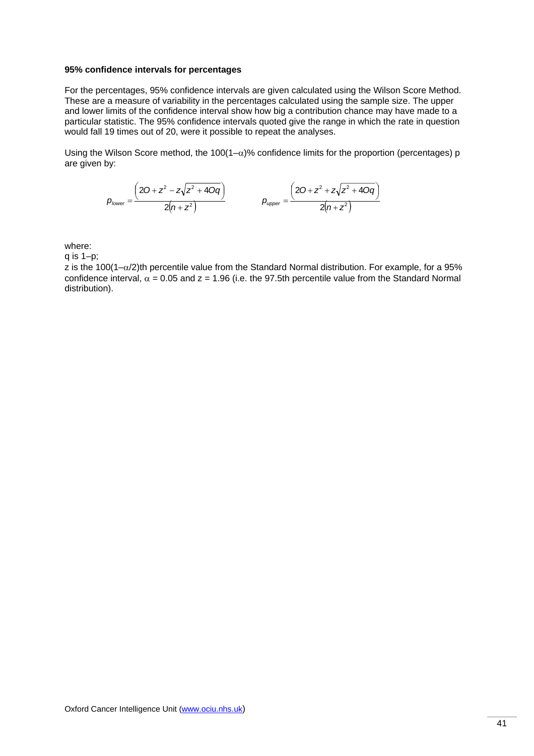**95% confidence intervals for percentages**

For the percentages, 95% confidence intervals are given calculated using the Wilson Score Method. These are a measure of variability in the percentages calculated using the sample size. The upper and lower limits of the confidence interval show how big a contribution chance may have made to a particular statistic. The 95% confidence intervals quoted give the range in which the rate in question would fall 19 times out of 20, were it possible to repeat the analyses.

Using the Wilson Score method, the $100(1–\alpha)$% confidence limits for the proportion (percentages) p are given by:

$$p_{lower} = \frac{\left(2O + z^2 - z\sqrt{z^2 + 4Oq}\right)}{2\left(n + z^2\right)} \qquad p_{upper} = \frac{\left(2O + z^2 + z\sqrt{z^2 + 4Oq}\right)}{2\left(n + z^2\right)}$$

where:
q is 1–p;
z is the $100(1–\alpha/2)$th percentile value from the Standard Normal distribution. For example, for a 95% confidence interval, $\alpha = 0.05$ and $z = 1.96$ (i.e. the 97.5th percentile value from the Standard Normal distribution).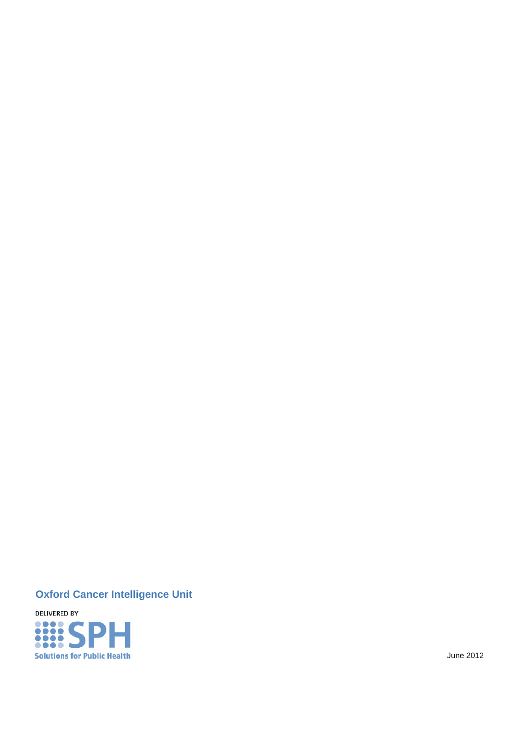**Oxford Cancer Intelligence Unit**

DELIVERED BY

SPH

Solutions for Public Health

June 2012